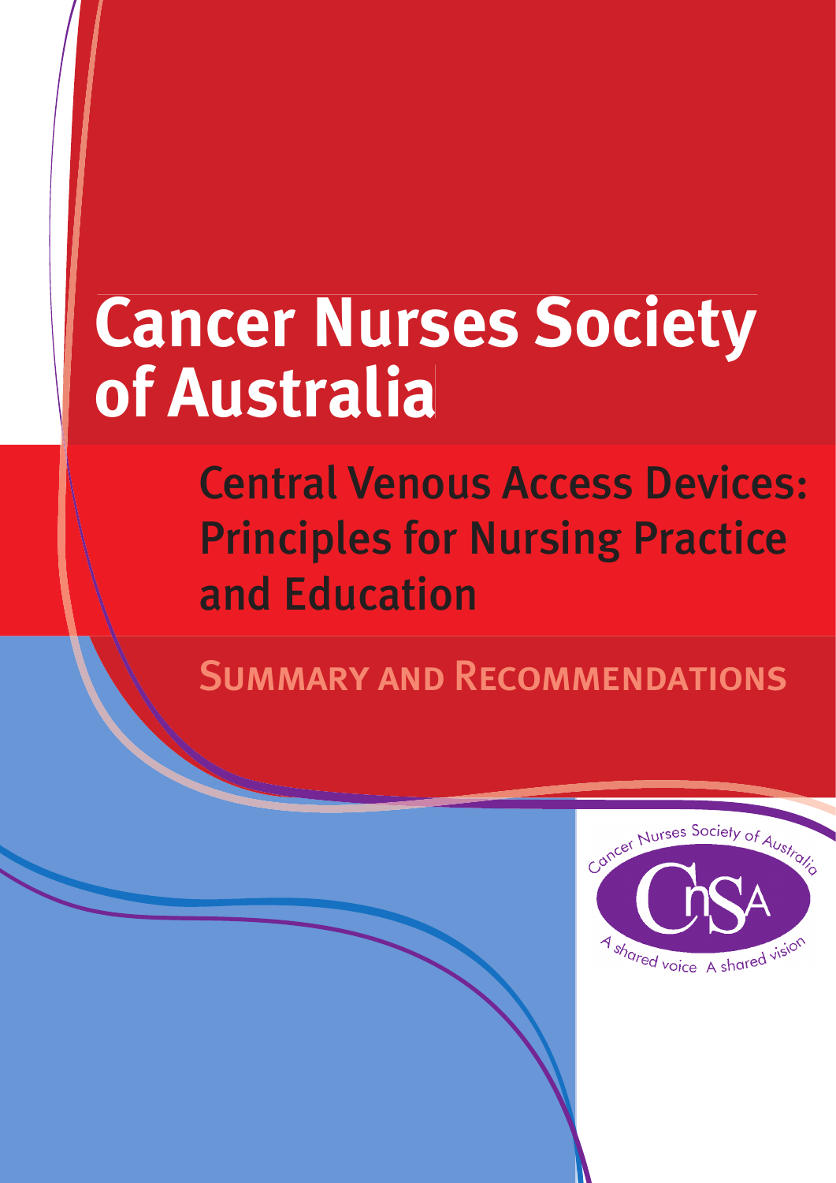# Cancer Nurses Society of Australia

## Central Venous Access Devices: Principles for Nursing Practice and Education

### Summary and Recommendations

Cancer Nurses Society of Australia

CnSA

A shared voice A shared vision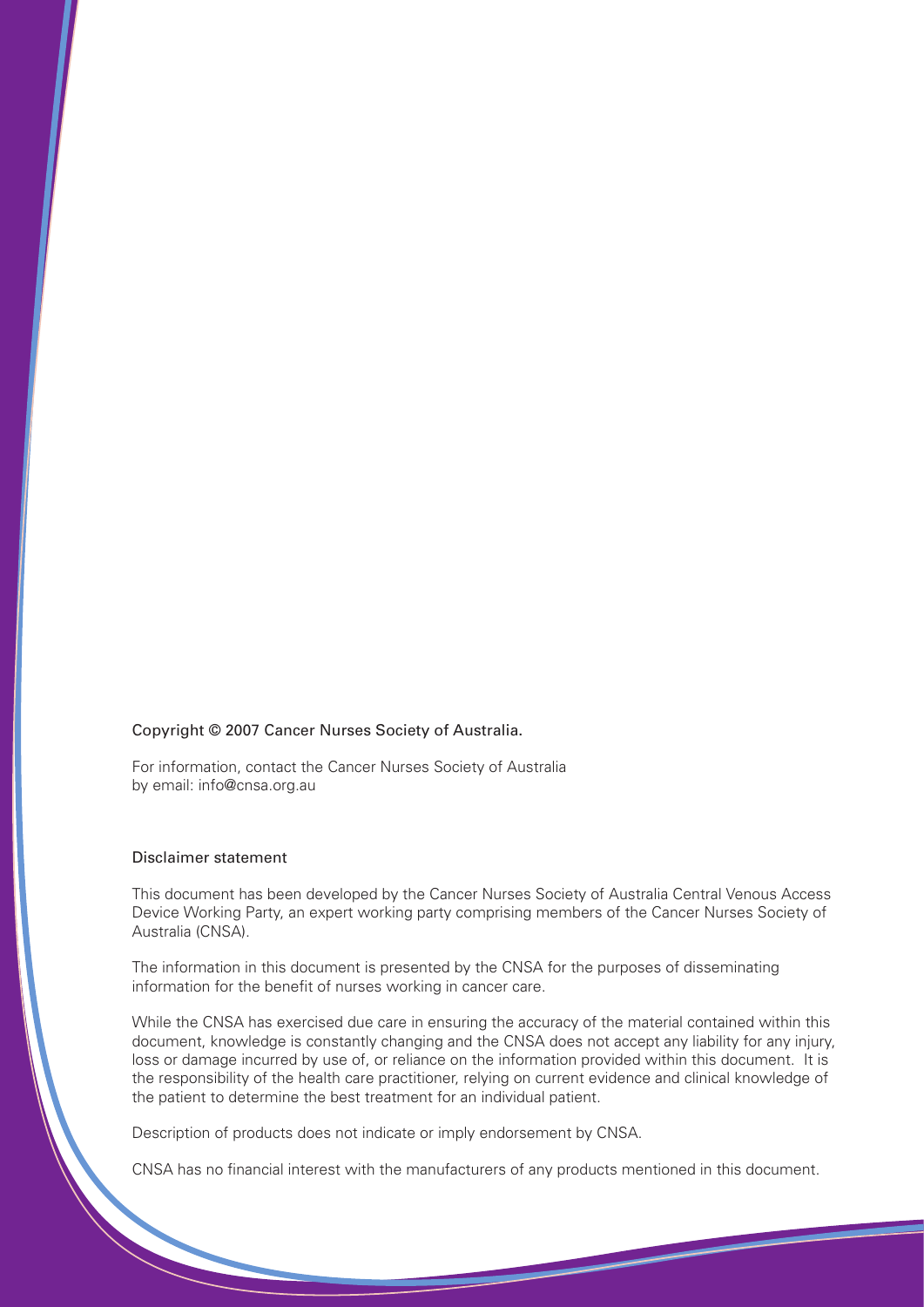Copyright © 2007 Cancer Nurses Society of Australia.

For information, contact the Cancer Nurses Society of Australia by email: info@cnsa.org.au

Disclaimer statement

This document has been developed by the Cancer Nurses Society of Australia Central Venous Access Device Working Party, an expert working party comprising members of the Cancer Nurses Society of Australia (CNSA).

The information in this document is presented by the CNSA for the purposes of disseminating information for the benefit of nurses working in cancer care.

While the CNSA has exercised due care in ensuring the accuracy of the material contained within this document, knowledge is constantly changing and the CNSA does not accept any liability for any injury, loss or damage incurred by use of, or reliance on the information provided within this document. It is the responsibility of the health care practitioner, relying on current evidence and clinical knowledge of the patient to determine the best treatment for an individual patient.

Description of products does not indicate or imply endorsement by CNSA.

CNSA has no financial interest with the manufacturers of any products mentioned in this document.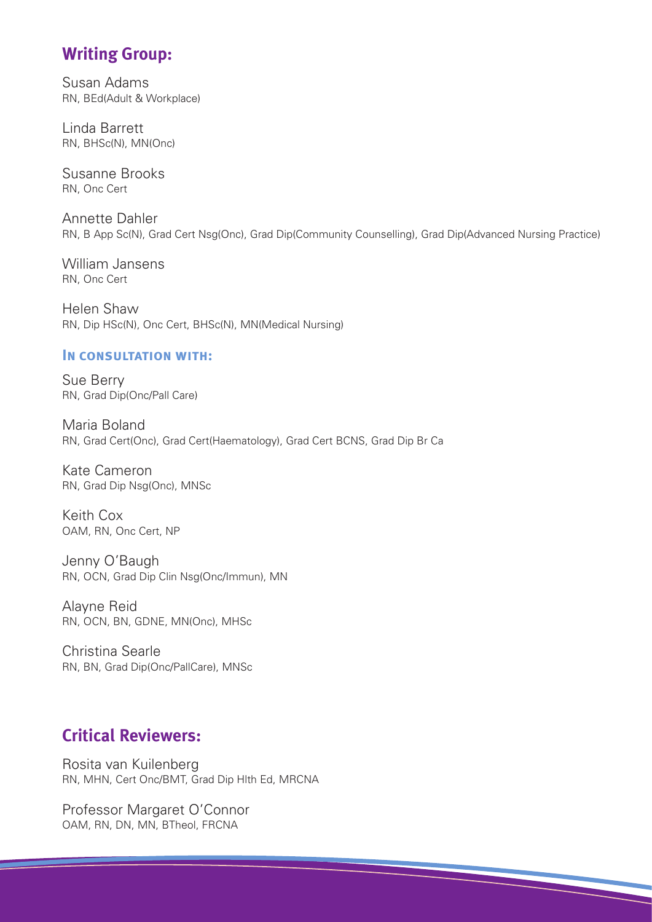## Writing Group:

Susan Adams
RN, BEd(Adult & Workplace)

Linda Barrett
RN, BHSc(N), MN(Onc)

Susanne Brooks
RN, Onc Cert

Annette Dahler
RN, B App Sc(N), Grad Cert Nsg(Onc), Grad Dip(Community Counselling), Grad Dip(Advanced Nursing Practice)

William Jansens
RN, Onc Cert

Helen Shaw
RN, Dip HSc(N), Onc Cert, BHSc(N), MN(Medical Nursing)

### In consultation with:

Sue Berry
RN, Grad Dip(Onc/Pall Care)

Maria Boland
RN, Grad Cert(Onc), Grad Cert(Haematology), Grad Cert BCNS, Grad Dip Br Ca

Kate Cameron
RN, Grad Dip Nsg(Onc), MNSc

Keith Cox
OAM, RN, Onc Cert, NP

Jenny O'Baugh
RN, OCN, Grad Dip Clin Nsg(Onc/Immun), MN

Alayne Reid
RN, OCN, BN, GDNE, MN(Onc), MHSc

Christina Searle
RN, BN, Grad Dip(Onc/PallCare), MNSc

## Critical Reviewers:

Rosita van Kuilenberg
RN, MHN, Cert Onc/BMT, Grad Dip Hlth Ed, MRCNA

Professor Margaret O'Connor
OAM, RN, DN, MN, BTheol, FRCNA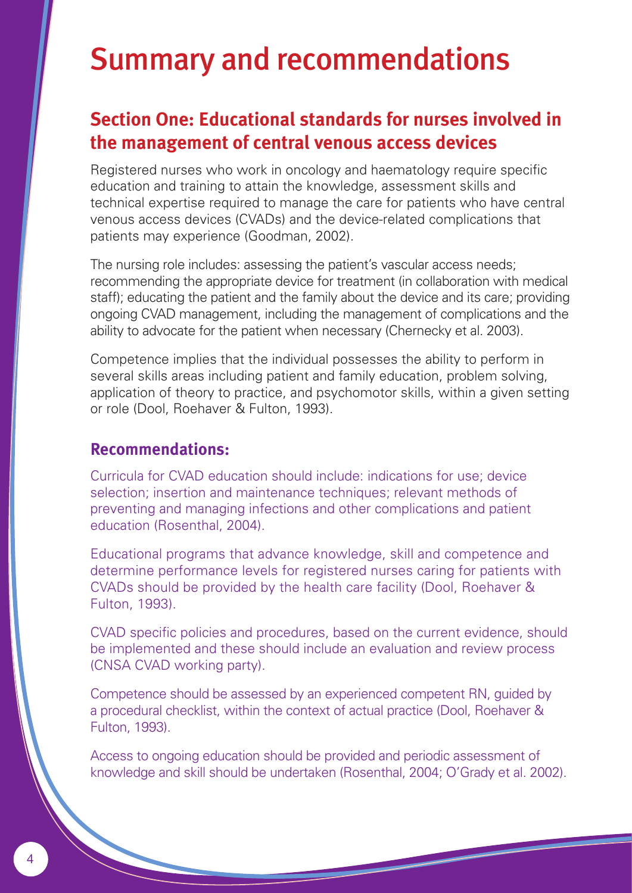# Summary and recommendations

## Section One: Educational standards for nurses involved in the management of central venous access devices

Registered nurses who work in oncology and haematology require specific education and training to attain the knowledge, assessment skills and technical expertise required to manage the care for patients who have central venous access devices (CVADs) and the device-related complications that patients may experience (Goodman, 2002).

The nursing role includes: assessing the patient's vascular access needs; recommending the appropriate device for treatment (in collaboration with medical staff); educating the patient and the family about the device and its care; providing ongoing CVAD management, including the management of complications and the ability to advocate for the patient when necessary (Chernecky et al. 2003).

Competence implies that the individual possesses the ability to perform in several skills areas including patient and family education, problem solving, application of theory to practice, and psychomotor skills, within a given setting or role (Dool, Roehaver & Fulton, 1993).

### Recommendations:

Curricula for CVAD education should include: indications for use; device selection; insertion and maintenance techniques; relevant methods of preventing and managing infections and other complications and patient education (Rosenthal, 2004).

Educational programs that advance knowledge, skill and competence and determine performance levels for registered nurses caring for patients with CVADs should be provided by the health care facility (Dool, Roehaver & Fulton, 1993).

CVAD specific policies and procedures, based on the current evidence, should be implemented and these should include an evaluation and review process (CNSA CVAD working party).

Competence should be assessed by an experienced competent RN, guided by a procedural checklist, within the context of actual practice (Dool, Roehaver & Fulton, 1993).

Access to ongoing education should be provided and periodic assessment of knowledge and skill should be undertaken (Rosenthal, 2004; O'Grady et al. 2002).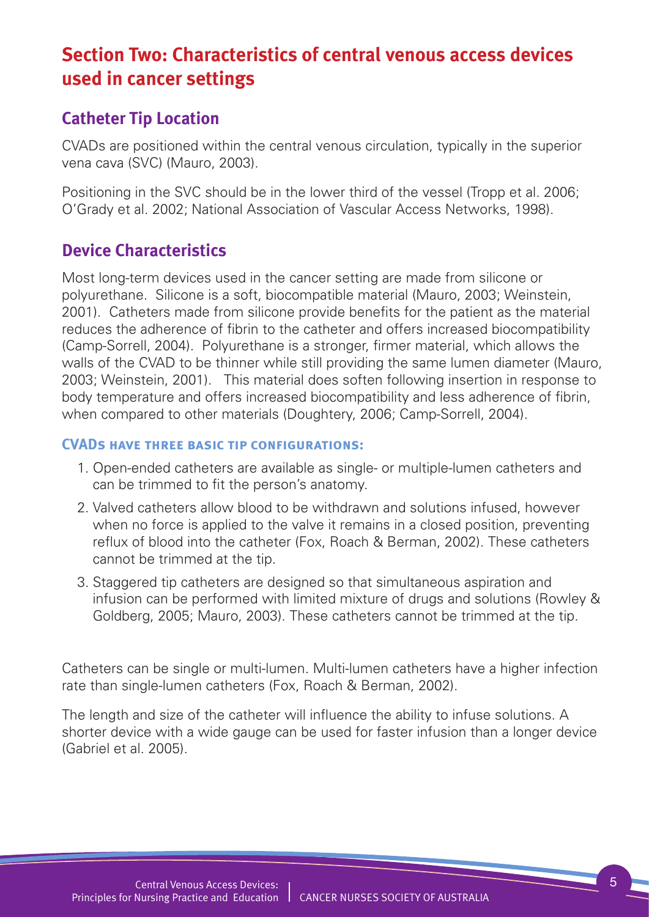## Section Two: Characteristics of central venous access devices used in cancer settings

### Catheter Tip Location

CVADs are positioned within the central venous circulation, typically in the superior vena cava (SVC) (Mauro, 2003).

Positioning in the SVC should be in the lower third of the vessel (Tropp et al. 2006; O'Grady et al. 2002; National Association of Vascular Access Networks, 1998).

### Device Characteristics

Most long-term devices used in the cancer setting are made from silicone or polyurethane. Silicone is a soft, biocompatible material (Mauro, 2003; Weinstein, 2001). Catheters made from silicone provide benefits for the patient as the material reduces the adherence of fibrin to the catheter and offers increased biocompatibility (Camp-Sorrell, 2004). Polyurethane is a stronger, firmer material, which allows the walls of the CVAD to be thinner while still providing the same lumen diameter (Mauro, 2003; Weinstein, 2001). This material does soften following insertion in response to body temperature and offers increased biocompatibility and less adherence of fibrin, when compared to other materials (Doughtery, 2006; Camp-Sorrell, 2004).

#### CVADs have three basic tip configurations:

1. Open-ended catheters are available as single- or multiple-lumen catheters and can be trimmed to fit the person's anatomy.
2. Valved catheters allow blood to be withdrawn and solutions infused, however when no force is applied to the valve it remains in a closed position, preventing reflux of blood into the catheter (Fox, Roach & Berman, 2002). These catheters cannot be trimmed at the tip.
3. Staggered tip catheters are designed so that simultaneous aspiration and infusion can be performed with limited mixture of drugs and solutions (Rowley & Goldberg, 2005; Mauro, 2003). These catheters cannot be trimmed at the tip.

Catheters can be single or multi-lumen. Multi-lumen catheters have a higher infection rate than single-lumen catheters (Fox, Roach & Berman, 2002).

The length and size of the catheter will influence the ability to infuse solutions. A shorter device with a wide gauge can be used for faster infusion than a longer device (Gabriel et al. 2005).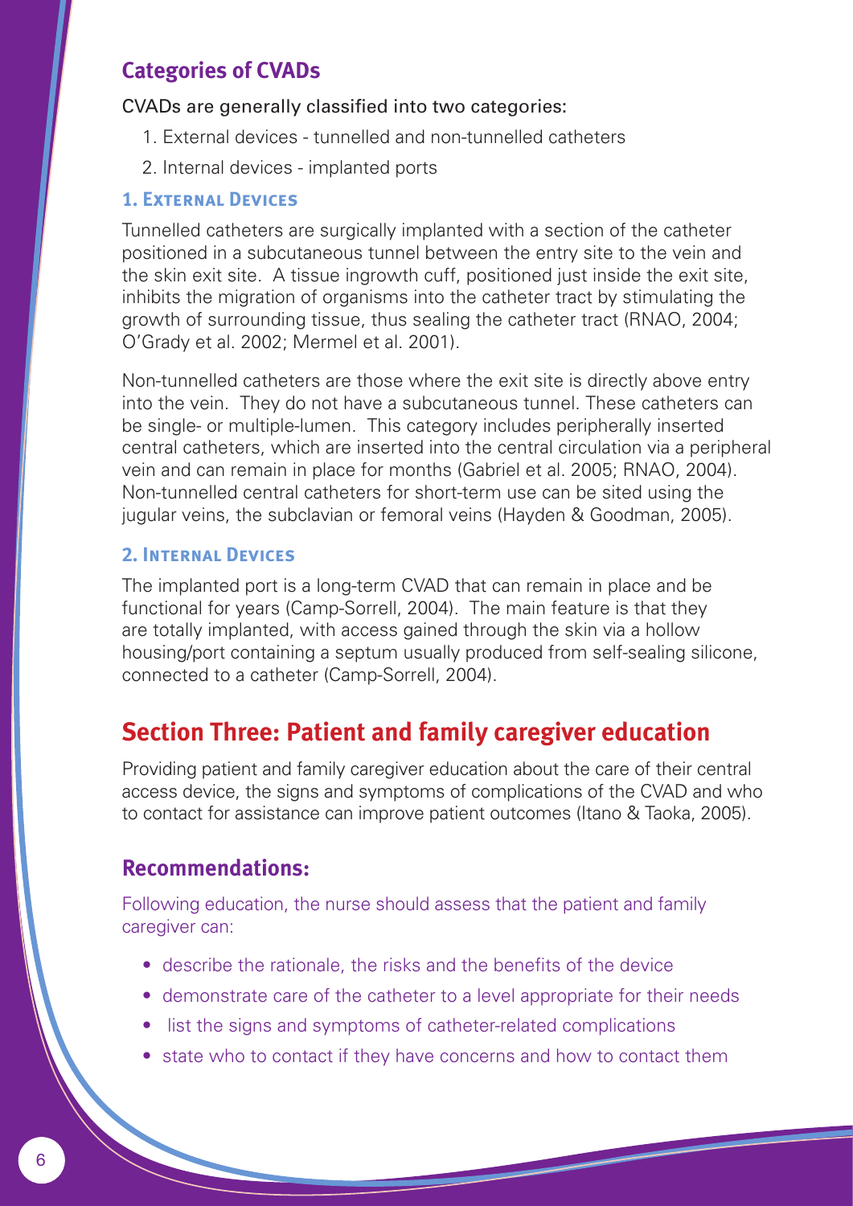## Categories of CVADs

CVADs are generally classified into two categories:

1. External devices - tunnelled and non-tunnelled catheters
2. Internal devices - implanted ports

### 1. External Devices

Tunnelled catheters are surgically implanted with a section of the catheter positioned in a subcutaneous tunnel between the entry site to the vein and the skin exit site. A tissue ingrowth cuff, positioned just inside the exit site, inhibits the migration of organisms into the catheter tract by stimulating the growth of surrounding tissue, thus sealing the catheter tract (RNAO, 2004; O'Grady et al. 2002; Mermel et al. 2001).

Non-tunnelled catheters are those where the exit site is directly above entry into the vein. They do not have a subcutaneous tunnel. These catheters can be single- or multiple-lumen. This category includes peripherally inserted central catheters, which are inserted into the central circulation via a peripheral vein and can remain in place for months (Gabriel et al. 2005; RNAO, 2004). Non-tunnelled central catheters for short-term use can be sited using the jugular veins, the subclavian or femoral veins (Hayden & Goodman, 2005).

### 2. Internal Devices

The implanted port is a long-term CVAD that can remain in place and be functional for years (Camp-Sorrell, 2004). The main feature is that they are totally implanted, with access gained through the skin via a hollow housing/port containing a septum usually produced from self-sealing silicone, connected to a catheter (Camp-Sorrell, 2004).

# Section Three: Patient and family caregiver education

Providing patient and family caregiver education about the care of their central access device, the signs and symptoms of complications of the CVAD and who to contact for assistance can improve patient outcomes (Itano & Taoka, 2005).

## Recommendations:

Following education, the nurse should assess that the patient and family caregiver can:

- describe the rationale, the risks and the benefits of the device
- demonstrate care of the catheter to a level appropriate for their needs
- list the signs and symptoms of catheter-related complications
- state who to contact if they have concerns and how to contact them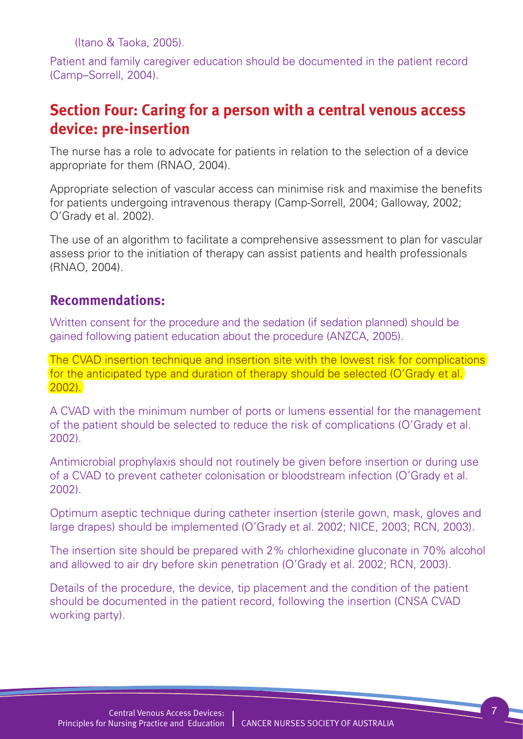(Itano & Taoka, 2005).

Patient and family caregiver education should be documented in the patient record (Camp–Sorrell, 2004).

## Section Four: Caring for a person with a central venous access device: pre-insertion

The nurse has a role to advocate for patients in relation to the selection of a device appropriate for them (RNAO, 2004).

Appropriate selection of vascular access can minimise risk and maximise the benefits for patients undergoing intravenous therapy (Camp-Sorrell, 2004; Galloway, 2002; O'Grady et al. 2002).

The use of an algorithm to facilitate a comprehensive assessment to plan for vascular assess prior to the initiation of therapy can assist patients and health professionals (RNAO, 2004).

### Recommendations:

Written consent for the procedure and the sedation (if sedation planned) should be gained following patient education about the procedure (ANZCA, 2005).

The CVAD insertion technique and insertion site with the lowest risk for complications for the anticipated type and duration of therapy should be selected (O'Grady et al. 2002).

A CVAD with the minimum number of ports or lumens essential for the management of the patient should be selected to reduce the risk of complications (O'Grady et al. 2002).

Antimicrobial prophylaxis should not routinely be given before insertion or during use of a CVAD to prevent catheter colonisation or bloodstream infection (O'Grady et al. 2002).

Optimum aseptic technique during catheter insertion (sterile gown, mask, gloves and large drapes) should be implemented (O'Grady et al. 2002; NICE, 2003; RCN, 2003).

The insertion site should be prepared with 2% chlorhexidine gluconate in 70% alcohol and allowed to air dry before skin penetration (O'Grady et al. 2002; RCN, 2003).

Details of the procedure, the device, tip placement and the condition of the patient should be documented in the patient record, following the insertion (CNSA CVAD working party).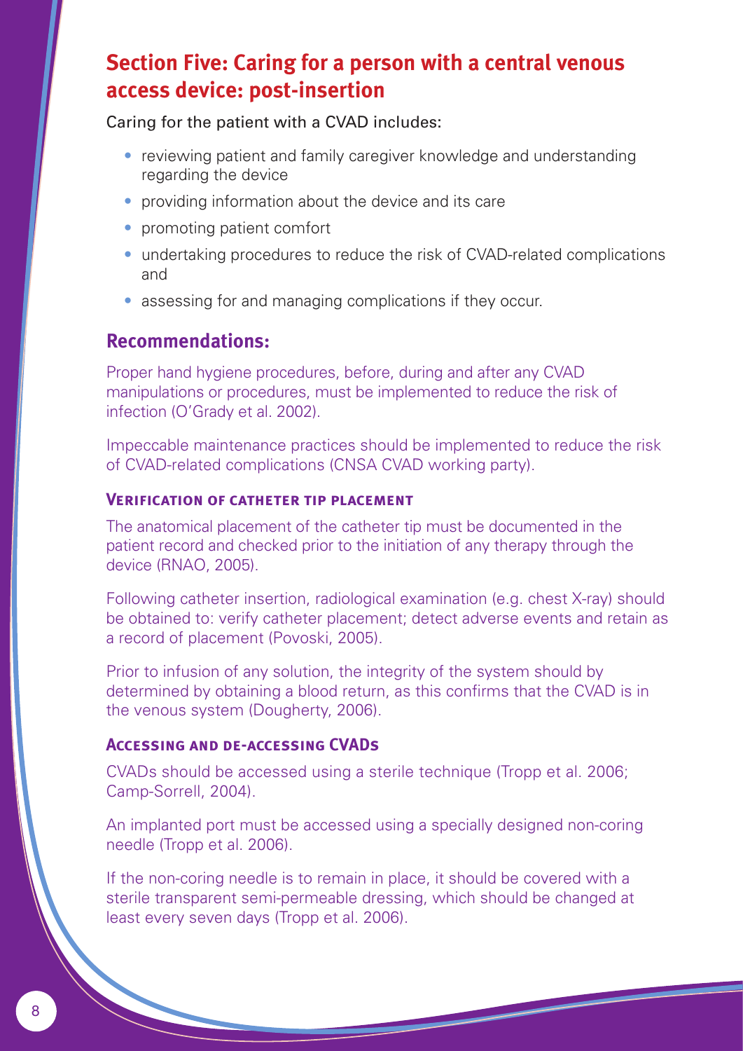## Section Five: Caring for a person with a central venous access device: post-insertion

Caring for the patient with a CVAD includes:

- reviewing patient and family caregiver knowledge and understanding regarding the device
- providing information about the device and its care
- promoting patient comfort
- undertaking procedures to reduce the risk of CVAD-related complications and
- assessing for and managing complications if they occur.

### Recommendations:

Proper hand hygiene procedures, before, during and after any CVAD manipulations or procedures, must be implemented to reduce the risk of infection (O'Grady et al. 2002).

Impeccable maintenance practices should be implemented to reduce the risk of CVAD-related complications (CNSA CVAD working party).

#### Verification of catheter tip placement

The anatomical placement of the catheter tip must be documented in the patient record and checked prior to the initiation of any therapy through the device (RNAO, 2005).

Following catheter insertion, radiological examination (e.g. chest X-ray) should be obtained to: verify catheter placement; detect adverse events and retain as a record of placement (Povoski, 2005).

Prior to infusion of any solution, the integrity of the system should by determined by obtaining a blood return, as this confirms that the CVAD is in the venous system (Dougherty, 2006).

#### Accessing and de-accessing CVADs

CVADs should be accessed using a sterile technique (Tropp et al. 2006; Camp-Sorrell, 2004).

An implanted port must be accessed using a specially designed non-coring needle (Tropp et al. 2006).

If the non-coring needle is to remain in place, it should be covered with a sterile transparent semi-permeable dressing, which should be changed at least every seven days (Tropp et al. 2006).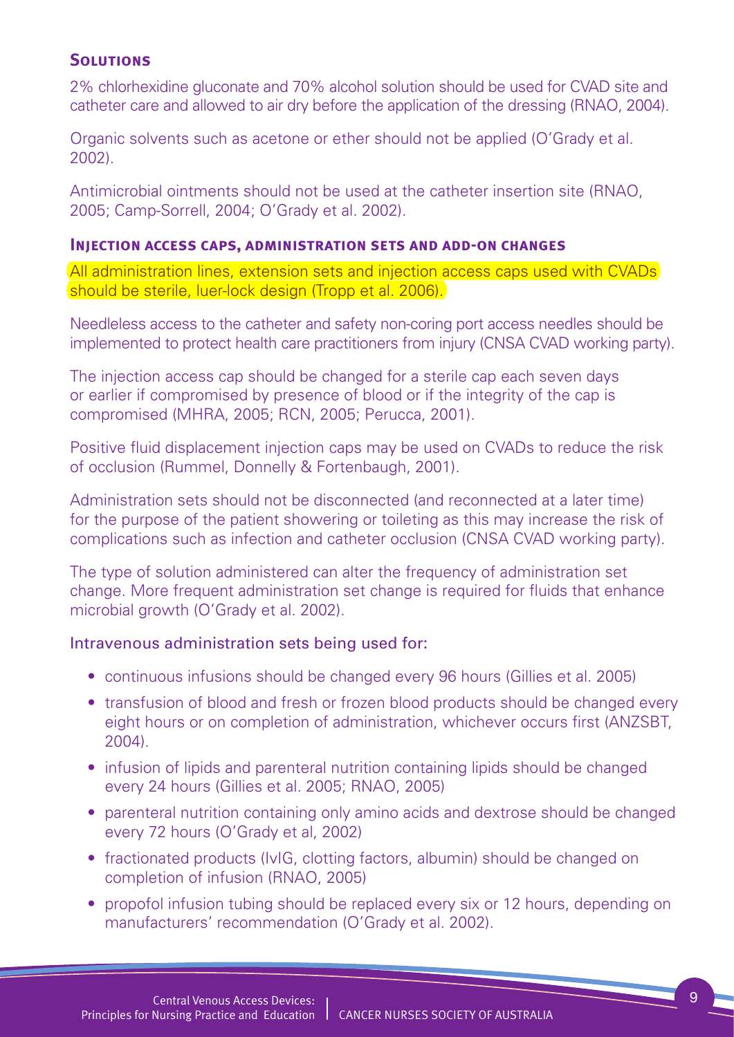### Solutions

2% chlorhexidine gluconate and 70% alcohol solution should be used for CVAD site and catheter care and allowed to air dry before the application of the dressing (RNAO, 2004).

Organic solvents such as acetone or ether should not be applied (O'Grady et al. 2002).

Antimicrobial ointments should not be used at the catheter insertion site (RNAO, 2005; Camp-Sorrell, 2004; O'Grady et al. 2002).

### Injection access caps, administration sets and add-on changes

All administration lines, extension sets and injection access caps used with CVADs should be sterile, luer-lock design (Tropp et al. 2006).

Needleless access to the catheter and safety non-coring port access needles should be implemented to protect health care practitioners from injury (CNSA CVAD working party).

The injection access cap should be changed for a sterile cap each seven days or earlier if compromised by presence of blood or if the integrity of the cap is compromised (MHRA, 2005; RCN, 2005; Perucca, 2001).

Positive fluid displacement injection caps may be used on CVADs to reduce the risk of occlusion (Rummel, Donnelly & Fortenbaugh, 2001).

Administration sets should not be disconnected (and reconnected at a later time) for the purpose of the patient showering or toileting as this may increase the risk of complications such as infection and catheter occlusion (CNSA CVAD working party).

The type of solution administered can alter the frequency of administration set change. More frequent administration set change is required for fluids that enhance microbial growth (O'Grady et al. 2002).

Intravenous administration sets being used for:

- continuous infusions should be changed every 96 hours (Gillies et al. 2005)
- transfusion of blood and fresh or frozen blood products should be changed every eight hours or on completion of administration, whichever occurs first (ANZSBT, 2004).
- infusion of lipids and parenteral nutrition containing lipids should be changed every 24 hours (Gillies et al. 2005; RNAO, 2005)
- parenteral nutrition containing only amino acids and dextrose should be changed every 72 hours (O'Grady et al, 2002)
- fractionated products (IvIG, clotting factors, albumin) should be changed on completion of infusion (RNAO, 2005)
- propofol infusion tubing should be replaced every six or 12 hours, depending on manufacturers' recommendation (O'Grady et al. 2002).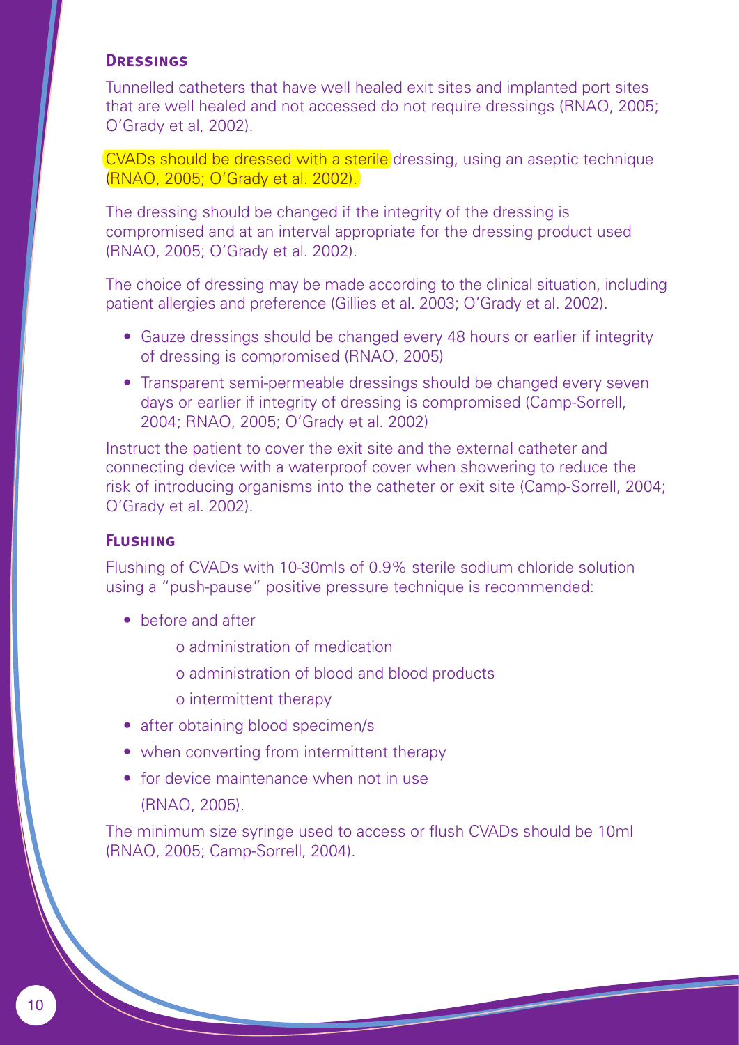### Dressings

Tunnelled catheters that have well healed exit sites and implanted port sites that are well healed and not accessed do not require dressings (RNAO, 2005; O'Grady et al, 2002).

CVADs should be dressed with a sterile dressing, using an aseptic technique (RNAO, 2005; O'Grady et al. 2002).

The dressing should be changed if the integrity of the dressing is compromised and at an interval appropriate for the dressing product used (RNAO, 2005; O'Grady et al. 2002).

The choice of dressing may be made according to the clinical situation, including patient allergies and preference (Gillies et al. 2003; O'Grady et al. 2002).

- Gauze dressings should be changed every 48 hours or earlier if integrity of dressing is compromised (RNAO, 2005)
- Transparent semi-permeable dressings should be changed every seven days or earlier if integrity of dressing is compromised (Camp-Sorrell, 2004; RNAO, 2005; O'Grady et al. 2002)

Instruct the patient to cover the exit site and the external catheter and connecting device with a waterproof cover when showering to reduce the risk of introducing organisms into the catheter or exit site (Camp-Sorrell, 2004; O'Grady et al. 2002).

### Flushing

Flushing of CVADs with 10-30mls of 0.9% sterile sodium chloride solution using a "push-pause" positive pressure technique is recommended:

- before and after
  - administration of medication
  - administration of blood and blood products
  - intermittent therapy
- after obtaining blood specimen/s
- when converting from intermittent therapy
- for device maintenance when not in use

  (RNAO, 2005).

The minimum size syringe used to access or flush CVADs should be 10ml (RNAO, 2005; Camp-Sorrell, 2004).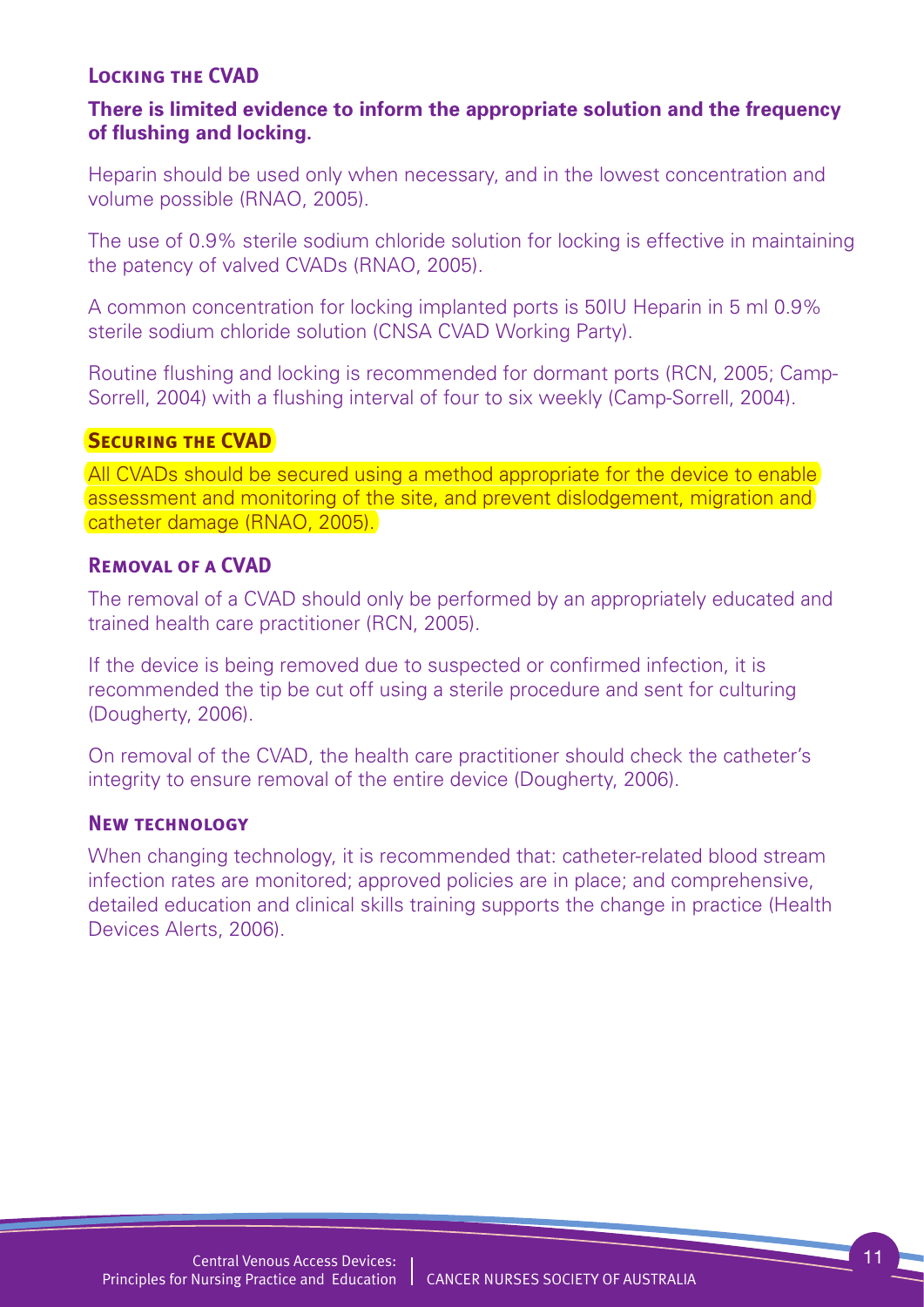### Locking the CVAD

**There is limited evidence to inform the appropriate solution and the frequency of flushing and locking.**

Heparin should be used only when necessary, and in the lowest concentration and volume possible (RNAO, 2005).

The use of 0.9% sterile sodium chloride solution for locking is effective in maintaining the patency of valved CVADs (RNAO, 2005).

A common concentration for locking implanted ports is 50IU Heparin in 5 ml 0.9% sterile sodium chloride solution (CNSA CVAD Working Party).

Routine flushing and locking is recommended for dormant ports (RCN, 2005; Camp-Sorrell, 2004) with a flushing interval of four to six weekly (Camp-Sorrell, 2004).

### Securing the CVAD

All CVADs should be secured using a method appropriate for the device to enable assessment and monitoring of the site, and prevent dislodgement, migration and catheter damage (RNAO, 2005).

### Removal of a CVAD

The removal of a CVAD should only be performed by an appropriately educated and trained health care practitioner (RCN, 2005).

If the device is being removed due to suspected or confirmed infection, it is recommended the tip be cut off using a sterile procedure and sent for culturing (Dougherty, 2006).

On removal of the CVAD, the health care practitioner should check the catheter's integrity to ensure removal of the entire device (Dougherty, 2006).

### New technology

When changing technology, it is recommended that: catheter-related blood stream infection rates are monitored; approved policies are in place; and comprehensive, detailed education and clinical skills training supports the change in practice (Health Devices Alerts, 2006).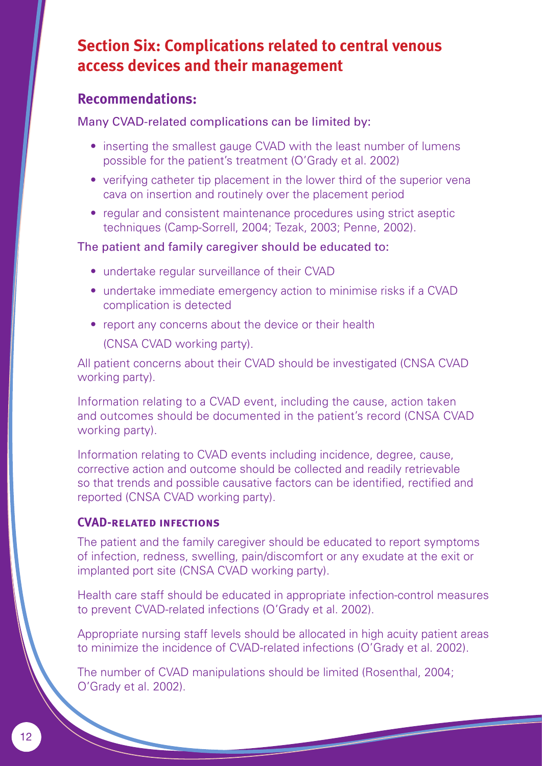## Section Six: Complications related to central venous access devices and their management

### Recommendations:

Many CVAD-related complications can be limited by:

- inserting the smallest gauge CVAD with the least number of lumens possible for the patient's treatment (O'Grady et al. 2002)
- verifying catheter tip placement in the lower third of the superior vena cava on insertion and routinely over the placement period
- regular and consistent maintenance procedures using strict aseptic techniques (Camp-Sorrell, 2004; Tezak, 2003; Penne, 2002).

The patient and family caregiver should be educated to:

- undertake regular surveillance of their CVAD
- undertake immediate emergency action to minimise risks if a CVAD complication is detected
- report any concerns about the device or their health (CNSA CVAD working party).

All patient concerns about their CVAD should be investigated (CNSA CVAD working party).

Information relating to a CVAD event, including the cause, action taken and outcomes should be documented in the patient's record (CNSA CVAD working party).

Information relating to CVAD events including incidence, degree, cause, corrective action and outcome should be collected and readily retrievable so that trends and possible causative factors can be identified, rectified and reported (CNSA CVAD working party).

#### CVAD-related infections

The patient and the family caregiver should be educated to report symptoms of infection, redness, swelling, pain/discomfort or any exudate at the exit or implanted port site (CNSA CVAD working party).

Health care staff should be educated in appropriate infection-control measures to prevent CVAD-related infections (O'Grady et al. 2002).

Appropriate nursing staff levels should be allocated in high acuity patient areas to minimize the incidence of CVAD-related infections (O'Grady et al. 2002).

The number of CVAD manipulations should be limited (Rosenthal, 2004; O'Grady et al. 2002).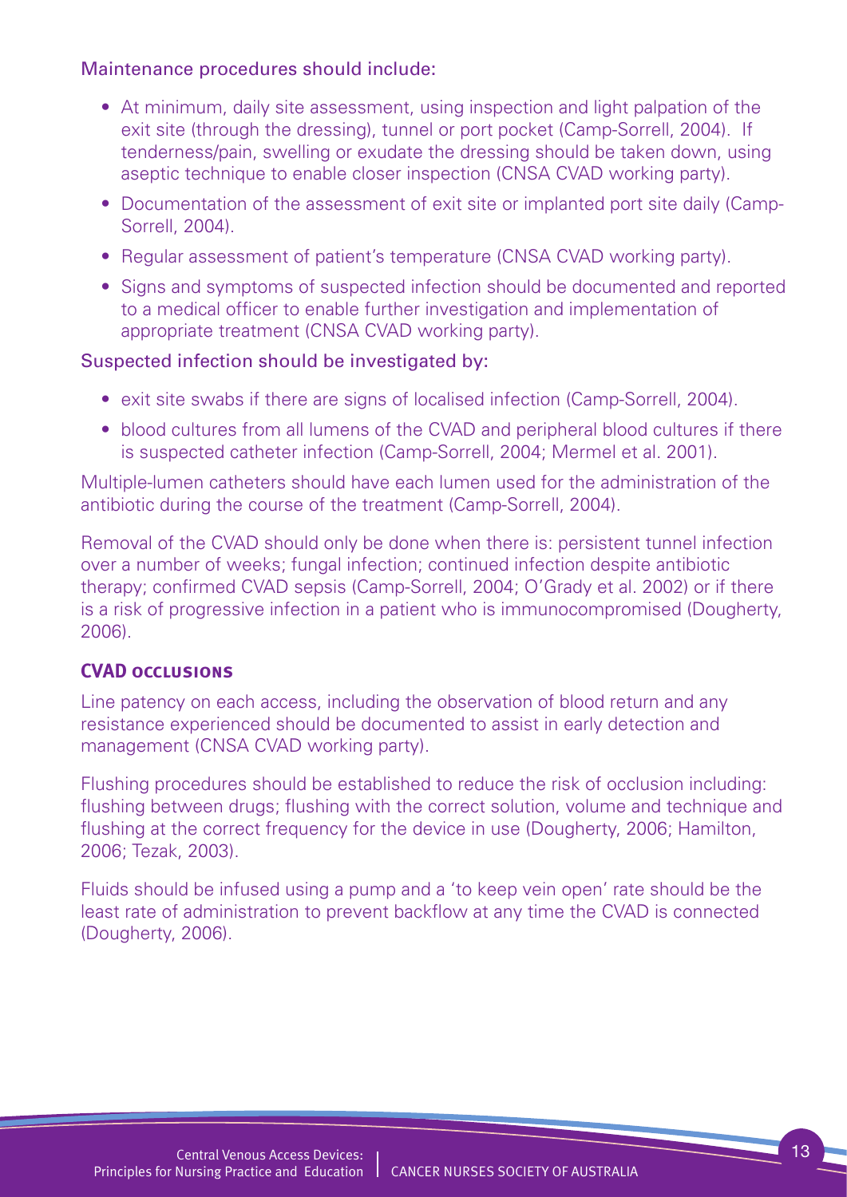Maintenance procedures should include:

- At minimum, daily site assessment, using inspection and light palpation of the exit site (through the dressing), tunnel or port pocket (Camp-Sorrell, 2004). If tenderness/pain, swelling or exudate the dressing should be taken down, using aseptic technique to enable closer inspection (CNSA CVAD working party).
- Documentation of the assessment of exit site or implanted port site daily (Camp-Sorrell, 2004).
- Regular assessment of patient's temperature (CNSA CVAD working party).
- Signs and symptoms of suspected infection should be documented and reported to a medical officer to enable further investigation and implementation of appropriate treatment (CNSA CVAD working party).

Suspected infection should be investigated by:

- exit site swabs if there are signs of localised infection (Camp-Sorrell, 2004).
- blood cultures from all lumens of the CVAD and peripheral blood cultures if there is suspected catheter infection (Camp-Sorrell, 2004; Mermel et al. 2001).

Multiple-lumen catheters should have each lumen used for the administration of the antibiotic during the course of the treatment (Camp-Sorrell, 2004).

Removal of the CVAD should only be done when there is: persistent tunnel infection over a number of weeks; fungal infection; continued infection despite antibiotic therapy; confirmed CVAD sepsis (Camp-Sorrell, 2004; O'Grady et al. 2002) or if there is a risk of progressive infection in a patient who is immunocompromised (Dougherty, 2006).

## CVAD occlusions

Line patency on each access, including the observation of blood return and any resistance experienced should be documented to assist in early detection and management (CNSA CVAD working party).

Flushing procedures should be established to reduce the risk of occlusion including: flushing between drugs; flushing with the correct solution, volume and technique and flushing at the correct frequency for the device in use (Dougherty, 2006; Hamilton, 2006; Tezak, 2003).

Fluids should be infused using a pump and a 'to keep vein open' rate should be the least rate of administration to prevent backflow at any time the CVAD is connected (Dougherty, 2006).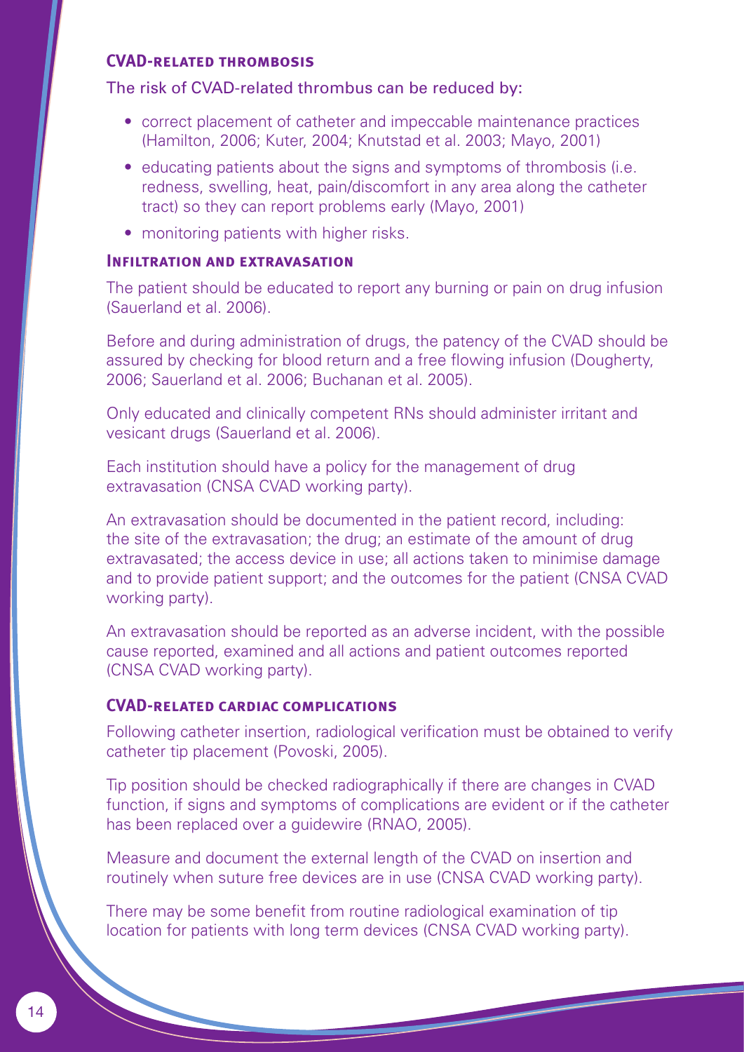### CVAD-related thrombosis

The risk of CVAD-related thrombus can be reduced by:

- correct placement of catheter and impeccable maintenance practices (Hamilton, 2006; Kuter, 2004; Knutstad et al. 2003; Mayo, 2001)
- educating patients about the signs and symptoms of thrombosis (i.e. redness, swelling, heat, pain/discomfort in any area along the catheter tract) so they can report problems early (Mayo, 2001)
- monitoring patients with higher risks.

### Infiltration and extravasation

The patient should be educated to report any burning or pain on drug infusion (Sauerland et al. 2006).

Before and during administration of drugs, the patency of the CVAD should be assured by checking for blood return and a free flowing infusion (Dougherty, 2006; Sauerland et al. 2006; Buchanan et al. 2005).

Only educated and clinically competent RNs should administer irritant and vesicant drugs (Sauerland et al. 2006).

Each institution should have a policy for the management of drug extravasation (CNSA CVAD working party).

An extravasation should be documented in the patient record, including: the site of the extravasation; the drug; an estimate of the amount of drug extravasated; the access device in use; all actions taken to minimise damage and to provide patient support; and the outcomes for the patient (CNSA CVAD working party).

An extravasation should be reported as an adverse incident, with the possible cause reported, examined and all actions and patient outcomes reported (CNSA CVAD working party).

### CVAD-related cardiac complications

Following catheter insertion, radiological verification must be obtained to verify catheter tip placement (Povoski, 2005).

Tip position should be checked radiographically if there are changes in CVAD function, if signs and symptoms of complications are evident or if the catheter has been replaced over a guidewire (RNAO, 2005).

Measure and document the external length of the CVAD on insertion and routinely when suture free devices are in use (CNSA CVAD working party).

There may be some benefit from routine radiological examination of tip location for patients with long term devices (CNSA CVAD working party).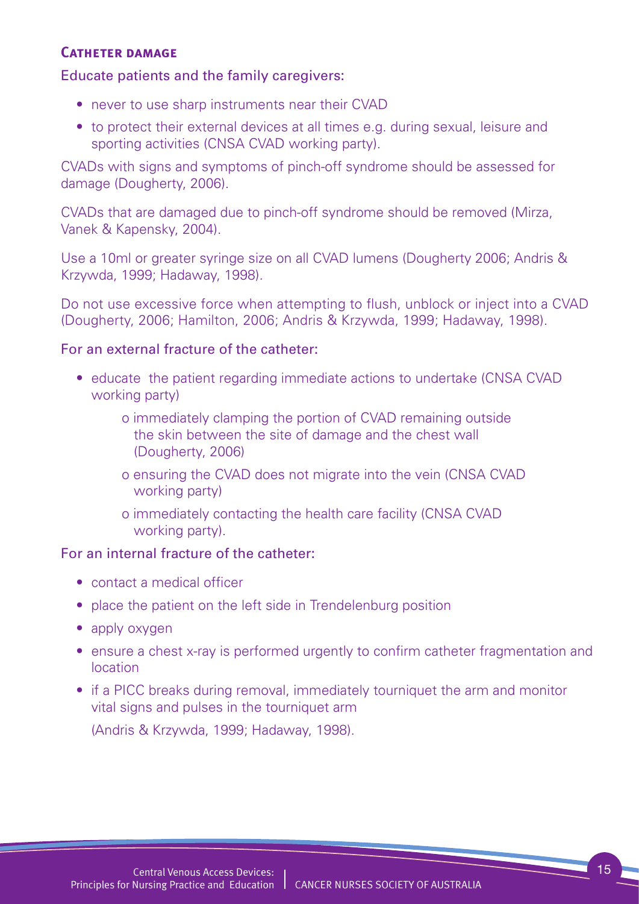### Catheter damage

Educate patients and the family caregivers:

- never to use sharp instruments near their CVAD
- to protect their external devices at all times e.g. during sexual, leisure and sporting activities (CNSA CVAD working party).

CVADs with signs and symptoms of pinch-off syndrome should be assessed for damage (Dougherty, 2006).

CVADs that are damaged due to pinch-off syndrome should be removed (Mirza, Vanek & Kapensky, 2004).

Use a 10ml or greater syringe size on all CVAD lumens (Dougherty 2006; Andris & Krzywda, 1999; Hadaway, 1998).

Do not use excessive force when attempting to flush, unblock or inject into a CVAD (Dougherty, 2006; Hamilton, 2006; Andris & Krzywda, 1999; Hadaway, 1998).

For an external fracture of the catheter:

- educate the patient regarding immediate actions to undertake (CNSA CVAD working party)
    - immediately clamping the portion of CVAD remaining outside the skin between the site of damage and the chest wall (Dougherty, 2006)
    - ensuring the CVAD does not migrate into the vein (CNSA CVAD working party)
    - immediately contacting the health care facility (CNSA CVAD working party).

For an internal fracture of the catheter:

- contact a medical officer
- place the patient on the left side in Trendelenburg position
- apply oxygen
- ensure a chest x-ray is performed urgently to confirm catheter fragmentation and location
- if a PICC breaks during removal, immediately tourniquet the arm and monitor vital signs and pulses in the tourniquet arm

(Andris & Krzywda, 1999; Hadaway, 1998).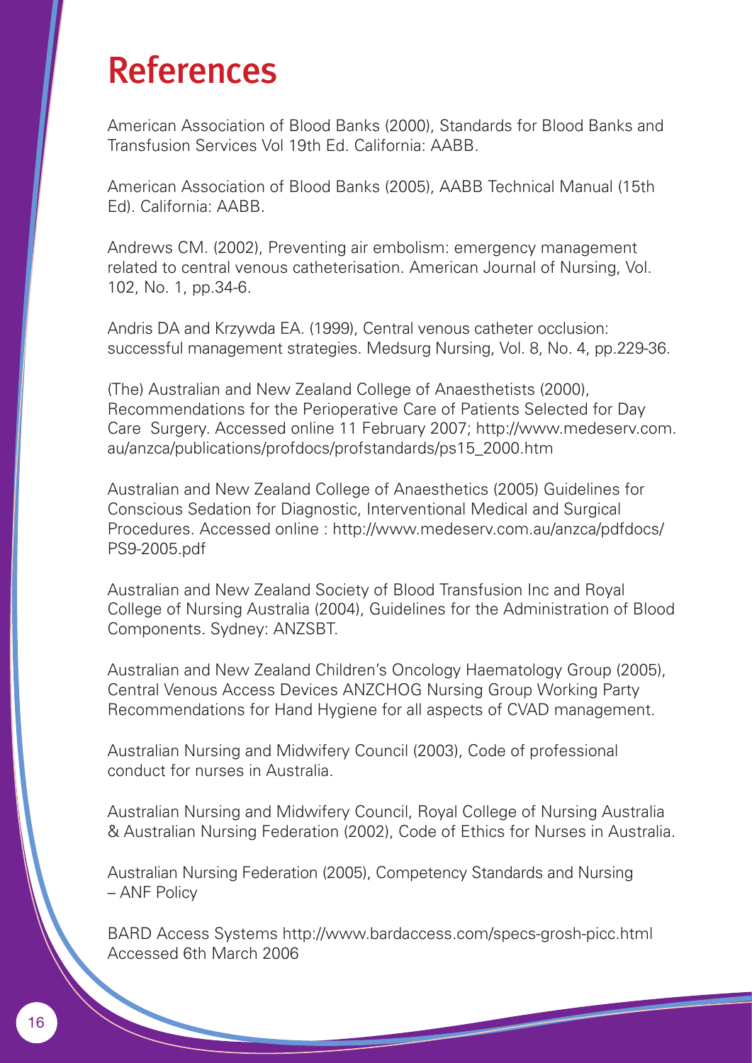# References

American Association of Blood Banks (2000), Standards for Blood Banks and Transfusion Services Vol 19th Ed. California: AABB.

American Association of Blood Banks (2005), AABB Technical Manual (15th Ed). California: AABB.

Andrews CM. (2002), Preventing air embolism: emergency management related to central venous catheterisation. American Journal of Nursing, Vol. 102, No. 1, pp.34-6.

Andris DA and Krzywda EA. (1999), Central venous catheter occlusion: successful management strategies. Medsurg Nursing, Vol. 8, No. 4, pp.229-36.

(The) Australian and New Zealand College of Anaesthetists (2000), Recommendations for the Perioperative Care of Patients Selected for Day Care Surgery. Accessed online 11 February 2007; http://www.medeserv.com.au/anzca/publications/profdocs/profstandards/ps15_2000.htm

Australian and New Zealand College of Anaesthetics (2005) Guidelines for Conscious Sedation for Diagnostic, Interventional Medical and Surgical Procedures. Accessed online : http://www.medeserv.com.au/anzca/pdfdocs/PS9-2005.pdf

Australian and New Zealand Society of Blood Transfusion Inc and Royal College of Nursing Australia (2004), Guidelines for the Administration of Blood Components. Sydney: ANZSBT.

Australian and New Zealand Children's Oncology Haematology Group (2005), Central Venous Access Devices ANZCHOG Nursing Group Working Party Recommendations for Hand Hygiene for all aspects of CVAD management.

Australian Nursing and Midwifery Council (2003), Code of professional conduct for nurses in Australia.

Australian Nursing and Midwifery Council, Royal College of Nursing Australia & Australian Nursing Federation (2002), Code of Ethics for Nurses in Australia.

Australian Nursing Federation (2005), Competency Standards and Nursing – ANF Policy

BARD Access Systems http://www.bardaccess.com/specs-grosh-picc.html Accessed 6th March 2006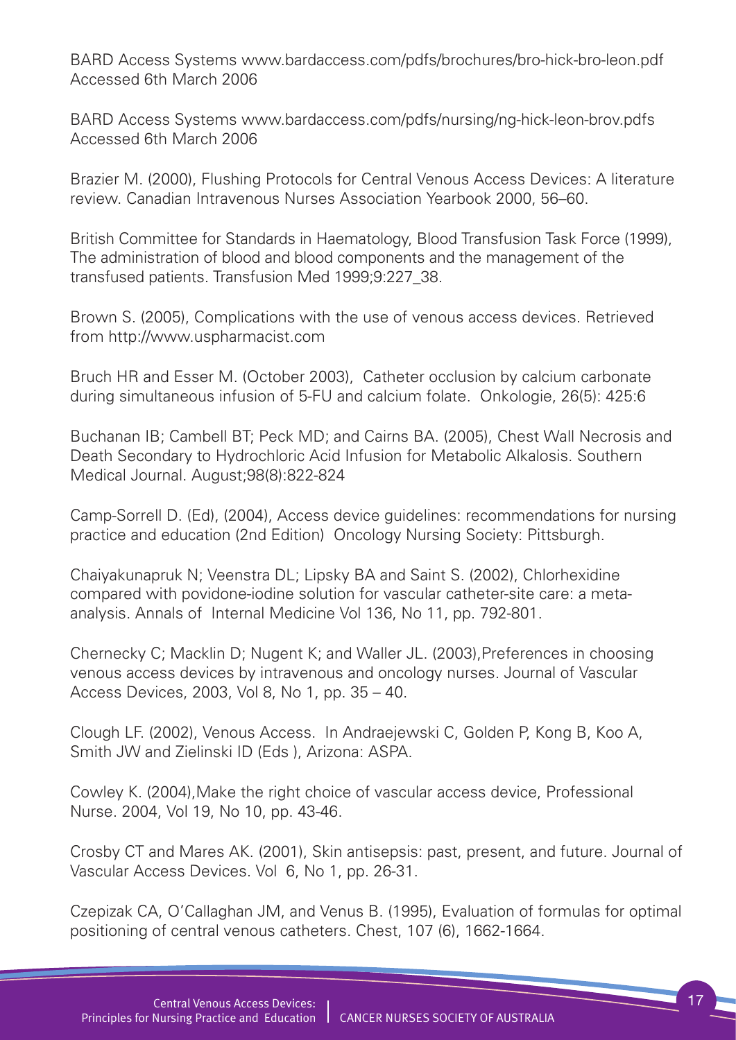BARD Access Systems www.bardaccess.com/pdfs/brochures/bro-hick-bro-leon.pdf Accessed 6th March 2006

BARD Access Systems www.bardaccess.com/pdfs/nursing/ng-hick-leon-brov.pdfs Accessed 6th March 2006

Brazier M. (2000), Flushing Protocols for Central Venous Access Devices: A literature review. Canadian Intravenous Nurses Association Yearbook 2000, 56–60.

British Committee for Standards in Haematology, Blood Transfusion Task Force (1999), The administration of blood and blood components and the management of the transfused patients. Transfusion Med 1999;9:227_38.

Brown S. (2005), Complications with the use of venous access devices. Retrieved from http://www.uspharmacist.com

Bruch HR and Esser M. (October 2003), Catheter occlusion by calcium carbonate during simultaneous infusion of 5-FU and calcium folate. Onkologie, 26(5): 425:6

Buchanan IB; Cambell BT; Peck MD; and Cairns BA. (2005), Chest Wall Necrosis and Death Secondary to Hydrochloric Acid Infusion for Metabolic Alkalosis. Southern Medical Journal. August;98(8):822-824

Camp-Sorrell D. (Ed), (2004), Access device guidelines: recommendations for nursing practice and education (2nd Edition) Oncology Nursing Society: Pittsburgh.

Chaiyakunapruk N; Veenstra DL; Lipsky BA and Saint S. (2002), Chlorhexidine compared with povidone-iodine solution for vascular catheter-site care: a meta-analysis. Annals of Internal Medicine Vol 136, No 11, pp. 792-801.

Chernecky C; Macklin D; Nugent K; and Waller JL. (2003),Preferences in choosing venous access devices by intravenous and oncology nurses. Journal of Vascular Access Devices, 2003, Vol 8, No 1, pp. 35 – 40.

Clough LF. (2002), Venous Access. In Andraejewski C, Golden P, Kong B, Koo A, Smith JW and Zielinski ID (Eds ), Arizona: ASPA.

Cowley K. (2004),Make the right choice of vascular access device, Professional Nurse. 2004, Vol 19, No 10, pp. 43-46.

Crosby CT and Mares AK. (2001), Skin antisepsis: past, present, and future. Journal of Vascular Access Devices. Vol 6, No 1, pp. 26-31.

Czepizak CA, O'Callaghan JM, and Venus B. (1995), Evaluation of formulas for optimal positioning of central venous catheters. Chest, 107 (6), 1662-1664.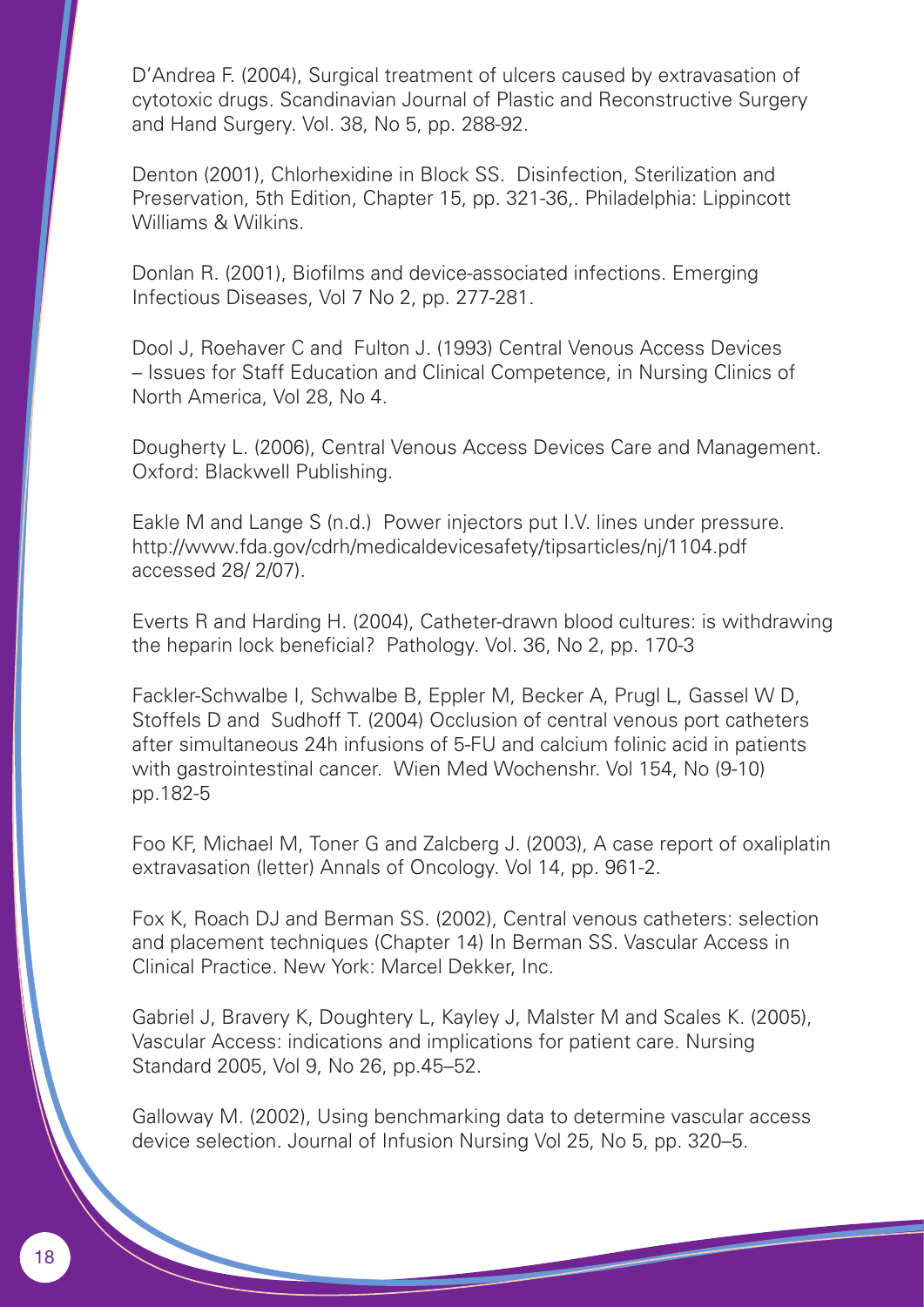D'Andrea F. (2004), Surgical treatment of ulcers caused by extravasation of cytotoxic drugs. Scandinavian Journal of Plastic and Reconstructive Surgery and Hand Surgery. Vol. 38, No 5, pp. 288-92.

Denton (2001), Chlorhexidine in Block SS. Disinfection, Sterilization and Preservation, 5th Edition, Chapter 15, pp. 321-36,. Philadelphia: Lippincott Williams & Wilkins.

Donlan R. (2001), Biofilms and device-associated infections. Emerging Infectious Diseases, Vol 7 No 2, pp. 277-281.

Dool J, Roehaver C and Fulton J. (1993) Central Venous Access Devices – Issues for Staff Education and Clinical Competence, in Nursing Clinics of North America, Vol 28, No 4.

Dougherty L. (2006), Central Venous Access Devices Care and Management. Oxford: Blackwell Publishing.

Eakle M and Lange S (n.d.) Power injectors put I.V. lines under pressure. http://www.fda.gov/cdrh/medicaldevicesafety/tipsarticles/nj/1104.pdf accessed 28/ 2/07).

Everts R and Harding H. (2004), Catheter-drawn blood cultures: is withdrawing the heparin lock beneficial? Pathology. Vol. 36, No 2, pp. 170-3

Fackler-Schwalbe I, Schwalbe B, Eppler M, Becker A, Prugl L, Gassel W D, Stoffels D and Sudhoff T. (2004) Occlusion of central venous port catheters after simultaneous 24h infusions of 5-FU and calcium folinic acid in patients with gastrointestinal cancer. Wien Med Wochenshr. Vol 154, No (9-10) pp.182-5

Foo KF, Michael M, Toner G and Zalcberg J. (2003), A case report of oxaliplatin extravasation (letter) Annals of Oncology. Vol 14, pp. 961-2.

Fox K, Roach DJ and Berman SS. (2002), Central venous catheters: selection and placement techniques (Chapter 14) In Berman SS. Vascular Access in Clinical Practice. New York: Marcel Dekker, Inc.

Gabriel J, Bravery K, Doughtery L, Kayley J, Malster M and Scales K. (2005), Vascular Access: indications and implications for patient care. Nursing Standard 2005, Vol 9, No 26, pp.45–52.

Galloway M. (2002), Using benchmarking data to determine vascular access device selection. Journal of Infusion Nursing Vol 25, No 5, pp. 320–5.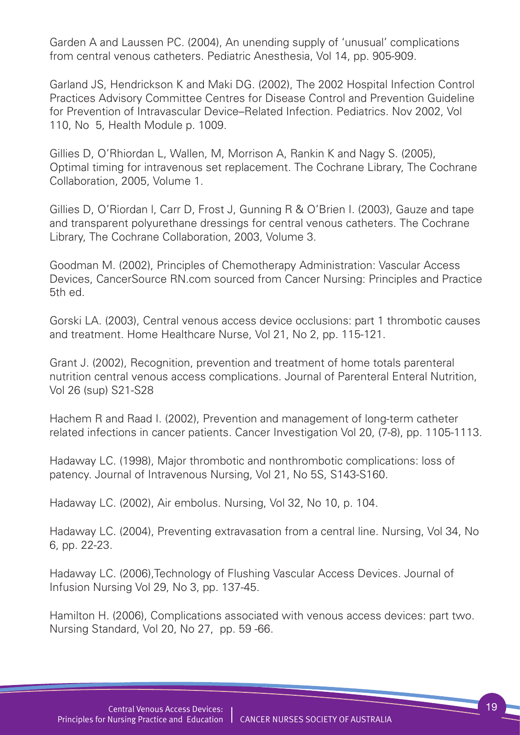Garden A and Laussen PC. (2004), An unending supply of 'unusual' complications from central venous catheters. Pediatric Anesthesia, Vol 14, pp. 905-909.

Garland JS, Hendrickson K and Maki DG. (2002), The 2002 Hospital Infection Control Practices Advisory Committee Centres for Disease Control and Prevention Guideline for Prevention of Intravascular Device–Related Infection. Pediatrics. Nov 2002, Vol 110, No 5, Health Module p. 1009.

Gillies D, O'Rhiordan L, Wallen, M, Morrison A, Rankin K and Nagy S. (2005), Optimal timing for intravenous set replacement. The Cochrane Library, The Cochrane Collaboration, 2005, Volume 1.

Gillies D, O'Riordan l, Carr D, Frost J, Gunning R & O'Brien I. (2003), Gauze and tape and transparent polyurethane dressings for central venous catheters. The Cochrane Library, The Cochrane Collaboration, 2003, Volume 3.

Goodman M. (2002), Principles of Chemotherapy Administration: Vascular Access Devices, CancerSource RN.com sourced from Cancer Nursing: Principles and Practice 5th ed.

Gorski LA. (2003), Central venous access device occlusions: part 1 thrombotic causes and treatment. Home Healthcare Nurse, Vol 21, No 2, pp. 115-121.

Grant J. (2002), Recognition, prevention and treatment of home totals parenteral nutrition central venous access complications. Journal of Parenteral Enteral Nutrition, Vol 26 (sup) S21-S28

Hachem R and Raad I. (2002), Prevention and management of long-term catheter related infections in cancer patients. Cancer Investigation Vol 20, (7-8), pp. 1105-1113.

Hadaway LC. (1998), Major thrombotic and nonthrombotic complications: loss of patency. Journal of Intravenous Nursing, Vol 21, No 5S, S143-S160.

Hadaway LC. (2002), Air embolus. Nursing, Vol 32, No 10, p. 104.

Hadaway LC. (2004), Preventing extravasation from a central line. Nursing, Vol 34, No 6, pp. 22-23.

Hadaway LC. (2006),Technology of Flushing Vascular Access Devices. Journal of Infusion Nursing Vol 29, No 3, pp. 137-45.

Hamilton H. (2006), Complications associated with venous access devices: part two. Nursing Standard, Vol 20, No 27, pp. 59 -66.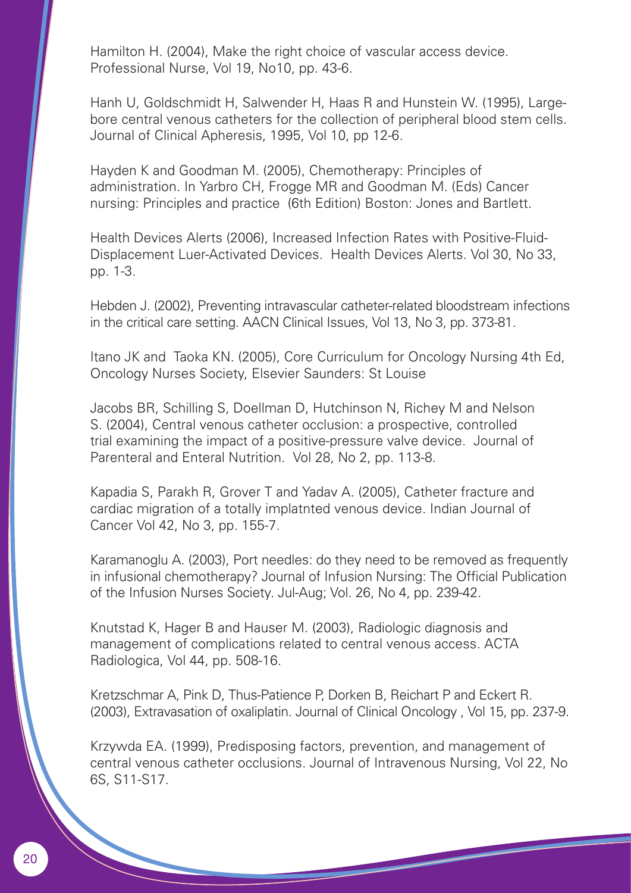Hamilton H. (2004), Make the right choice of vascular access device. Professional Nurse, Vol 19, No10, pp. 43-6.

Hanh U, Goldschmidt H, Salwender H, Haas R and Hunstein W. (1995), Large-bore central venous catheters for the collection of peripheral blood stem cells. Journal of Clinical Apheresis, 1995, Vol 10, pp 12-6.

Hayden K and Goodman M. (2005), Chemotherapy: Principles of administration. In Yarbro CH, Frogge MR and Goodman M. (Eds) Cancer nursing: Principles and practice (6th Edition) Boston: Jones and Bartlett.

Health Devices Alerts (2006), Increased Infection Rates with Positive-Fluid-Displacement Luer-Activated Devices. Health Devices Alerts. Vol 30, No 33, pp. 1-3.

Hebden J. (2002), Preventing intravascular catheter-related bloodstream infections in the critical care setting. AACN Clinical Issues, Vol 13, No 3, pp. 373-81.

Itano JK and Taoka KN. (2005), Core Curriculum for Oncology Nursing 4th Ed, Oncology Nurses Society, Elsevier Saunders: St Louise

Jacobs BR, Schilling S, Doellman D, Hutchinson N, Richey M and Nelson S. (2004), Central venous catheter occlusion: a prospective, controlled trial examining the impact of a positive-pressure valve device. Journal of Parenteral and Enteral Nutrition. Vol 28, No 2, pp. 113-8.

Kapadia S, Parakh R, Grover T and Yadav A. (2005), Catheter fracture and cardiac migration of a totally implatnted venous device. Indian Journal of Cancer Vol 42, No 3, pp. 155-7.

Karamanoglu A. (2003), Port needles: do they need to be removed as frequently in infusional chemotherapy? Journal of Infusion Nursing: The Official Publication of the Infusion Nurses Society. Jul-Aug; Vol. 26, No 4, pp. 239-42.

Knutstad K, Hager B and Hauser M. (2003), Radiologic diagnosis and management of complications related to central venous access. ACTA Radiologica, Vol 44, pp. 508-16.

Kretzschmar A, Pink D, Thus-Patience P, Dorken B, Reichart P and Eckert R. (2003), Extravasation of oxaliplatin. Journal of Clinical Oncology , Vol 15, pp. 237-9.

Krzywda EA. (1999), Predisposing factors, prevention, and management of central venous catheter occlusions. Journal of Intravenous Nursing, Vol 22, No 6S, S11-S17.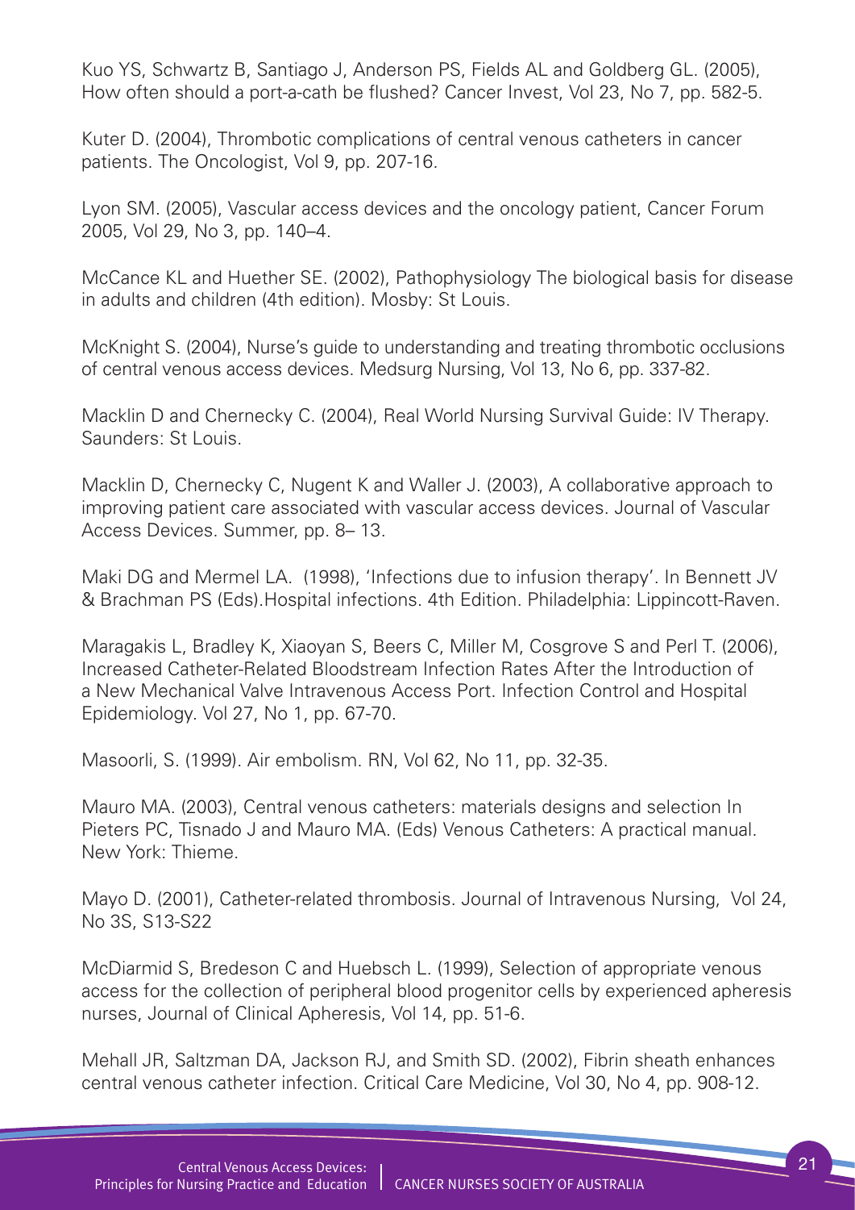Kuo YS, Schwartz B, Santiago J, Anderson PS, Fields AL and Goldberg GL. (2005), How often should a port-a-cath be flushed? Cancer Invest, Vol 23, No 7, pp. 582-5.

Kuter D. (2004), Thrombotic complications of central venous catheters in cancer patients. The Oncologist, Vol 9, pp. 207-16.

Lyon SM. (2005), Vascular access devices and the oncology patient, Cancer Forum 2005, Vol 29, No 3, pp. 140–4.

McCance KL and Huether SE. (2002), Pathophysiology The biological basis for disease in adults and children (4th edition). Mosby: St Louis.

McKnight S. (2004), Nurse's guide to understanding and treating thrombotic occlusions of central venous access devices. Medsurg Nursing, Vol 13, No 6, pp. 337-82.

Macklin D and Chernecky C. (2004), Real World Nursing Survival Guide: IV Therapy. Saunders: St Louis.

Macklin D, Chernecky C, Nugent K and Waller J. (2003), A collaborative approach to improving patient care associated with vascular access devices. Journal of Vascular Access Devices. Summer, pp. 8– 13.

Maki DG and Mermel LA. (1998), 'Infections due to infusion therapy'. In Bennett JV & Brachman PS (Eds).Hospital infections. 4th Edition. Philadelphia: Lippincott-Raven.

Maragakis L, Bradley K, Xiaoyan S, Beers C, Miller M, Cosgrove S and Perl T. (2006), Increased Catheter-Related Bloodstream Infection Rates After the Introduction of a New Mechanical Valve Intravenous Access Port. Infection Control and Hospital Epidemiology. Vol 27, No 1, pp. 67-70.

Masoorli, S. (1999). Air embolism. RN, Vol 62, No 11, pp. 32-35.

Mauro MA. (2003), Central venous catheters: materials designs and selection In Pieters PC, Tisnado J and Mauro MA. (Eds) Venous Catheters: A practical manual. New York: Thieme.

Mayo D. (2001), Catheter-related thrombosis. Journal of Intravenous Nursing, Vol 24, No 3S, S13-S22

McDiarmid S, Bredeson C and Huebsch L. (1999), Selection of appropriate venous access for the collection of peripheral blood progenitor cells by experienced apheresis nurses, Journal of Clinical Apheresis, Vol 14, pp. 51-6.

Mehall JR, Saltzman DA, Jackson RJ, and Smith SD. (2002), Fibrin sheath enhances central venous catheter infection. Critical Care Medicine, Vol 30, No 4, pp. 908-12.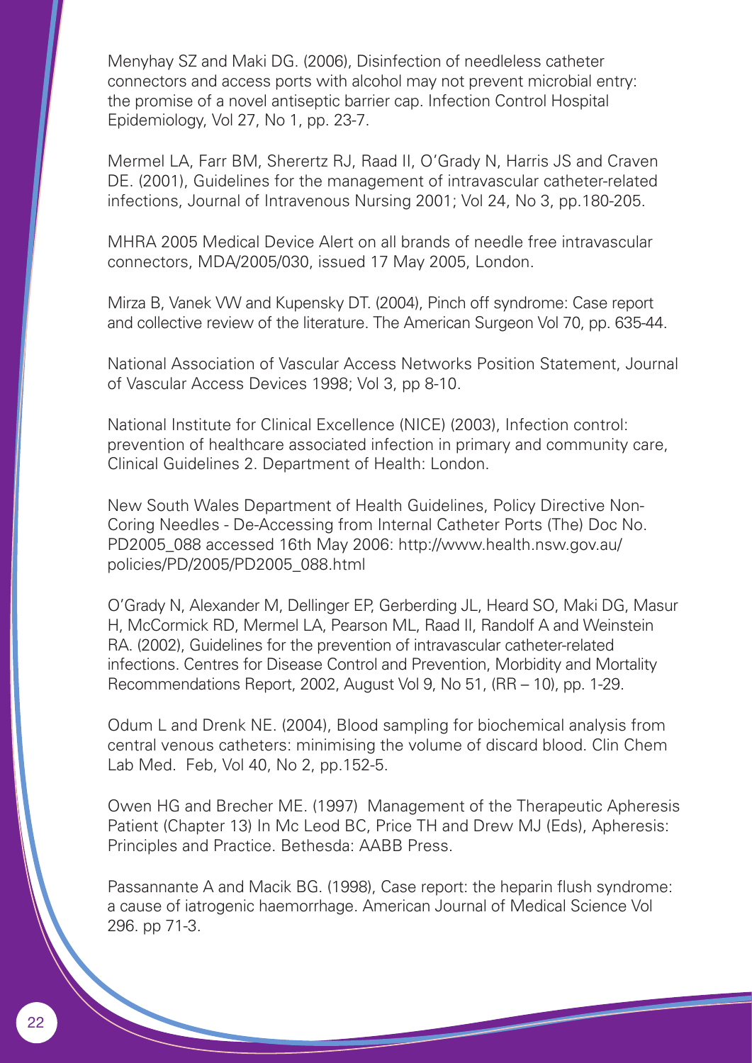Menyhay SZ and Maki DG. (2006), Disinfection of needleless catheter connectors and access ports with alcohol may not prevent microbial entry: the promise of a novel antiseptic barrier cap. Infection Control Hospital Epidemiology, Vol 27, No 1, pp. 23-7.

Mermel LA, Farr BM, Sherertz RJ, Raad II, O'Grady N, Harris JS and Craven DE. (2001), Guidelines for the management of intravascular catheter-related infections, Journal of Intravenous Nursing 2001; Vol 24, No 3, pp.180-205.

MHRA 2005 Medical Device Alert on all brands of needle free intravascular connectors, MDA/2005/030, issued 17 May 2005, London.

Mirza B, Vanek VW and Kupensky DT. (2004), Pinch off syndrome: Case report and collective review of the literature. The American Surgeon Vol 70, pp. 635-44.

National Association of Vascular Access Networks Position Statement, Journal of Vascular Access Devices 1998; Vol 3, pp 8-10.

National Institute for Clinical Excellence (NICE) (2003), Infection control: prevention of healthcare associated infection in primary and community care, Clinical Guidelines 2. Department of Health: London.

New South Wales Department of Health Guidelines, Policy Directive Non-Coring Needles - De-Accessing from Internal Catheter Ports (The) Doc No. PD2005_088 accessed 16th May 2006: http://www.health.nsw.gov.au/policies/PD/2005/PD2005_088.html

O'Grady N, Alexander M, Dellinger EP, Gerberding JL, Heard SO, Maki DG, Masur H, McCormick RD, Mermel LA, Pearson ML, Raad II, Randolf A and Weinstein RA. (2002), Guidelines for the prevention of intravascular catheter-related infections. Centres for Disease Control and Prevention, Morbidity and Mortality Recommendations Report, 2002, August Vol 9, No 51, (RR – 10), pp. 1-29.

Odum L and Drenk NE. (2004), Blood sampling for biochemical analysis from central venous catheters: minimising the volume of discard blood. Clin Chem Lab Med. Feb, Vol 40, No 2, pp.152-5.

Owen HG and Brecher ME. (1997) Management of the Therapeutic Apheresis Patient (Chapter 13) In Mc Leod BC, Price TH and Drew MJ (Eds), Apheresis: Principles and Practice. Bethesda: AABB Press.

Passannante A and Macik BG. (1998), Case report: the heparin flush syndrome: a cause of iatrogenic haemorrhage. American Journal of Medical Science Vol 296. pp 71-3.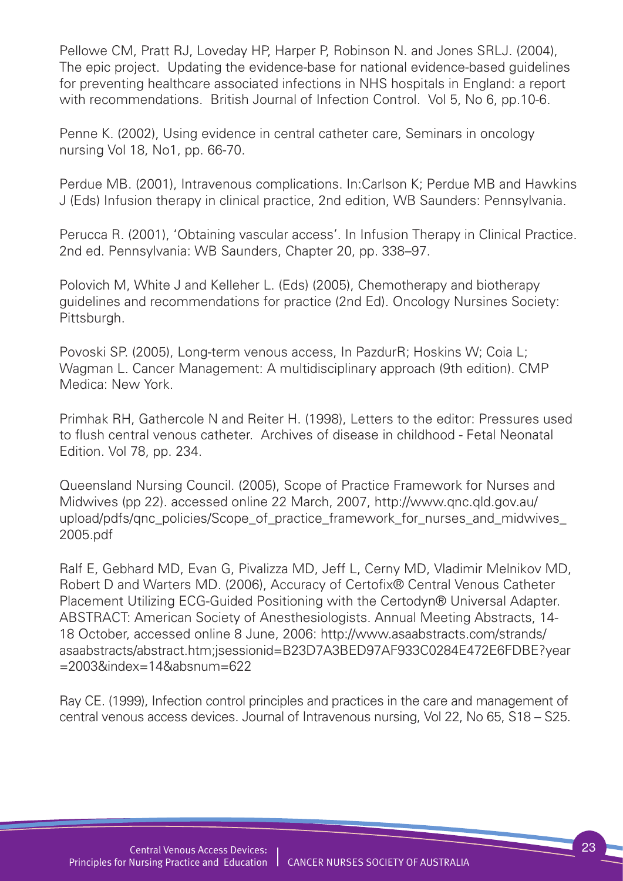Pellowe CM, Pratt RJ, Loveday HP, Harper P, Robinson N. and Jones SRLJ. (2004), The epic project. Updating the evidence-base for national evidence-based guidelines for preventing healthcare associated infections in NHS hospitals in England: a report with recommendations. British Journal of Infection Control. Vol 5, No 6, pp.10-6.

Penne K. (2002), Using evidence in central catheter care, Seminars in oncology nursing Vol 18, No1, pp. 66-70.

Perdue MB. (2001), Intravenous complications. In:Carlson K; Perdue MB and Hawkins J (Eds) Infusion therapy in clinical practice, 2nd edition, WB Saunders: Pennsylvania.

Perucca R. (2001), 'Obtaining vascular access'. In Infusion Therapy in Clinical Practice. 2nd ed. Pennsylvania: WB Saunders, Chapter 20, pp. 338–97.

Polovich M, White J and Kelleher L. (Eds) (2005), Chemotherapy and biotherapy guidelines and recommendations for practice (2nd Ed). Oncology Nursines Society: Pittsburgh.

Povoski SP. (2005), Long-term venous access, In PazdurR; Hoskins W; Coia L; Wagman L. Cancer Management: A multidisciplinary approach (9th edition). CMP Medica: New York.

Primhak RH, Gathercole N and Reiter H. (1998), Letters to the editor: Pressures used to flush central venous catheter. Archives of disease in childhood - Fetal Neonatal Edition. Vol 78, pp. 234.

Queensland Nursing Council. (2005), Scope of Practice Framework for Nurses and Midwives (pp 22). accessed online 22 March, 2007, http://www.qnc.qld.gov.au/upload/pdfs/qnc_policies/Scope_of_practice_framework_for_nurses_and_midwives_2005.pdf

Ralf E, Gebhard MD, Evan G, Pivalizza MD, Jeff L, Cerny MD, Vladimir Melnikov MD, Robert D and Warters MD. (2006), Accuracy of Certofix® Central Venous Catheter Placement Utilizing ECG-Guided Positioning with the Certodyn® Universal Adapter. ABSTRACT: American Society of Anesthesiologists. Annual Meeting Abstracts, 14-18 October, accessed online 8 June, 2006: http://www.asaabstracts.com/strands/asaabstracts/abstract.htm;jsessionid=B23D7A3BED97AF933C0284E472E6FDBE?year=2003&index=14&absnum=622

Ray CE. (1999), Infection control principles and practices in the care and management of central venous access devices. Journal of Intravenous nursing, Vol 22, No 65, S18 – S25.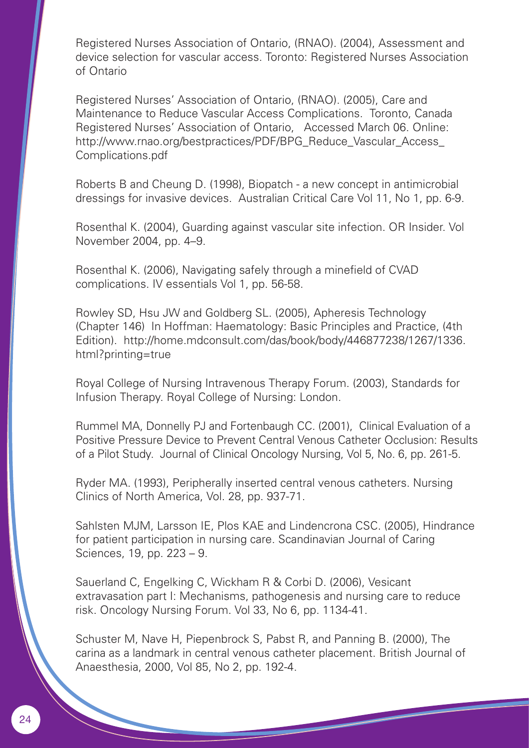Registered Nurses Association of Ontario, (RNAO). (2004), Assessment and device selection for vascular access. Toronto: Registered Nurses Association of Ontario

Registered Nurses' Association of Ontario, (RNAO). (2005), Care and Maintenance to Reduce Vascular Access Complications. Toronto, Canada Registered Nurses' Association of Ontario, Accessed March 06. Online: http://www.rnao.org/bestpractices/PDF/BPG_Reduce_Vascular_Access_Complications.pdf

Roberts B and Cheung D. (1998), Biopatch - a new concept in antimicrobial dressings for invasive devices. Australian Critical Care Vol 11, No 1, pp. 6-9.

Rosenthal K. (2004), Guarding against vascular site infection. OR Insider. Vol November 2004, pp. 4–9.

Rosenthal K. (2006), Navigating safely through a minefield of CVAD complications. IV essentials Vol 1, pp. 56-58.

Rowley SD, Hsu JW and Goldberg SL. (2005), Apheresis Technology (Chapter 146) In Hoffman: Haematology: Basic Principles and Practice, (4th Edition). http://home.mdconsult.com/das/book/body/446877238/1267/1336.html?printing=true

Royal College of Nursing Intravenous Therapy Forum. (2003), Standards for Infusion Therapy. Royal College of Nursing: London.

Rummel MA, Donnelly PJ and Fortenbaugh CC. (2001), Clinical Evaluation of a Positive Pressure Device to Prevent Central Venous Catheter Occlusion: Results of a Pilot Study. Journal of Clinical Oncology Nursing, Vol 5, No. 6, pp. 261-5.

Ryder MA. (1993), Peripherally inserted central venous catheters. Nursing Clinics of North America, Vol. 28, pp. 937-71.

Sahlsten MJM, Larsson IE, Plos KAE and Lindencrona CSC. (2005), Hindrance for patient participation in nursing care. Scandinavian Journal of Caring Sciences, 19, pp. 223 – 9.

Sauerland C, Engelking C, Wickham R & Corbi D. (2006), Vesicant extravasation part I: Mechanisms, pathogenesis and nursing care to reduce risk. Oncology Nursing Forum. Vol 33, No 6, pp. 1134-41.

Schuster M, Nave H, Piepenbrock S, Pabst R, and Panning B. (2000), The carina as a landmark in central venous catheter placement. British Journal of Anaesthesia, 2000, Vol 85, No 2, pp. 192-4.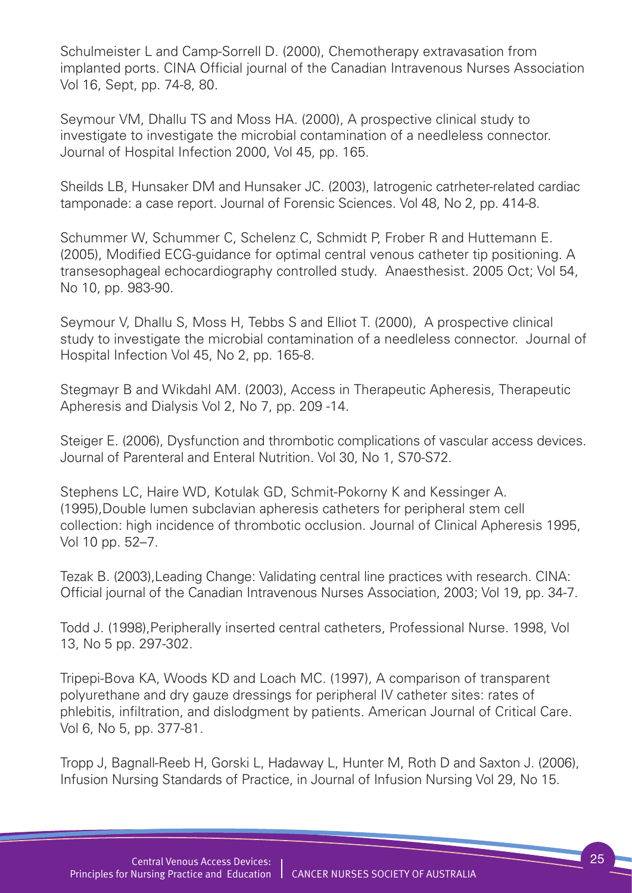Schulmeister L and Camp-Sorrell D. (2000), Chemotherapy extravasation from implanted ports. CINA Official journal of the Canadian Intravenous Nurses Association Vol 16, Sept, pp. 74-8, 80.

Seymour VM, Dhallu TS and Moss HA. (2000), A prospective clinical study to investigate to investigate the microbial contamination of a needleless connector. Journal of Hospital Infection 2000, Vol 45, pp. 165.

Sheilds LB, Hunsaker DM and Hunsaker JC. (2003), Iatrogenic catrheter-related cardiac tamponade: a case report. Journal of Forensic Sciences. Vol 48, No 2, pp. 414-8.

Schummer W, Schummer C, Schelenz C, Schmidt P, Frober R and Huttemann E. (2005), Modified ECG-guidance for optimal central venous catheter tip positioning. A transesophageal echocardiography controlled study. Anaesthesist. 2005 Oct; Vol 54, No 10, pp. 983-90.

Seymour V, Dhallu S, Moss H, Tebbs S and Elliot T. (2000), A prospective clinical study to investigate the microbial contamination of a needleless connector. Journal of Hospital Infection Vol 45, No 2, pp. 165-8.

Stegmayr B and Wikdahl AM. (2003), Access in Therapeutic Apheresis, Therapeutic Apheresis and Dialysis Vol 2, No 7, pp. 209 -14.

Steiger E. (2006), Dysfunction and thrombotic complications of vascular access devices. Journal of Parenteral and Enteral Nutrition. Vol 30, No 1, S70-S72.

Stephens LC, Haire WD, Kotulak GD, Schmit-Pokorny K and Kessinger A. (1995),Double lumen subclavian apheresis catheters for peripheral stem cell collection: high incidence of thrombotic occlusion. Journal of Clinical Apheresis 1995, Vol 10 pp. 52–7.

Tezak B. (2003),Leading Change: Validating central line practices with research. CINA: Official journal of the Canadian Intravenous Nurses Association, 2003; Vol 19, pp. 34-7.

Todd J. (1998),Peripherally inserted central catheters, Professional Nurse. 1998, Vol 13, No 5 pp. 297-302.

Tripepi-Bova KA, Woods KD and Loach MC. (1997), A comparison of transparent polyurethane and dry gauze dressings for peripheral IV catheter sites: rates of phlebitis, infiltration, and dislodgment by patients. American Journal of Critical Care. Vol 6, No 5, pp. 377-81.

Tropp J, Bagnall-Reeb H, Gorski L, Hadaway L, Hunter M, Roth D and Saxton J. (2006), Infusion Nursing Standards of Practice, in Journal of Infusion Nursing Vol 29, No 15.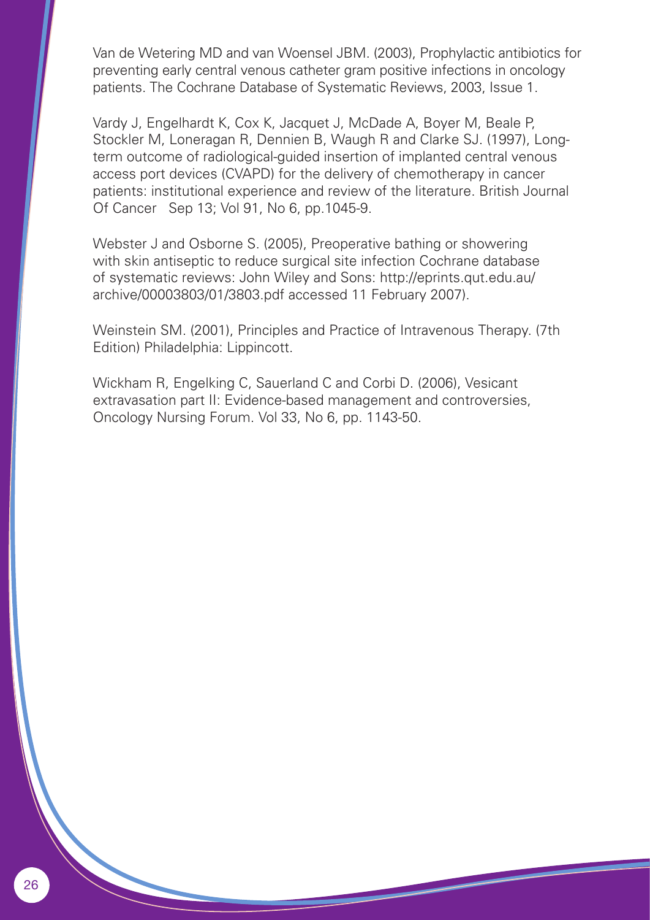Van de Wetering MD and van Woensel JBM. (2003), Prophylactic antibiotics for preventing early central venous catheter gram positive infections in oncology patients. The Cochrane Database of Systematic Reviews, 2003, Issue 1.

Vardy J, Engelhardt K, Cox K, Jacquet J, McDade A, Boyer M, Beale P, Stockler M, Loneragan R, Dennien B, Waugh R and Clarke SJ. (1997), Long-term outcome of radiological-guided insertion of implanted central venous access port devices (CVAPD) for the delivery of chemotherapy in cancer patients: institutional experience and review of the literature. British Journal Of Cancer Sep 13; Vol 91, No 6, pp.1045-9.

Webster J and Osborne S. (2005), Preoperative bathing or showering with skin antiseptic to reduce surgical site infection Cochrane database of systematic reviews: John Wiley and Sons: http://eprints.qut.edu.au/archive/00003803/01/3803.pdf accessed 11 February 2007).

Weinstein SM. (2001), Principles and Practice of Intravenous Therapy. (7th Edition) Philadelphia: Lippincott.

Wickham R, Engelking C, Sauerland C and Corbi D. (2006), Vesicant extravasation part II: Evidence-based management and controversies, Oncology Nursing Forum. Vol 33, No 6, pp. 1143-50.